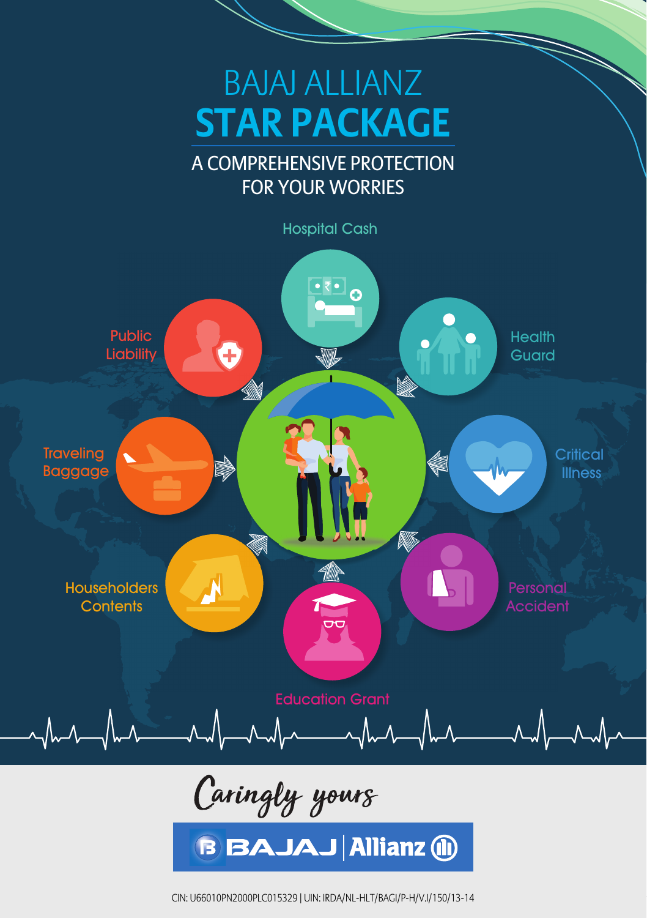# BAJAJ ALLIANZ
# STAR PACKAGE

## A COMPREHENSIVE PROTECTION FOR YOUR WORRIES

- Hospital Cash
- Health Guard
- Critical Illness
- Personal Accident
- Education Grant
- Householders Contents
- Traveling Baggage
- Public Liability

*Caringly yours*

BAJAJ | Allianz

CIN: U66010PN2000PLC015329 | UIN: IRDA/NL-HLT/BAGI/P-H/V.I/150/13-14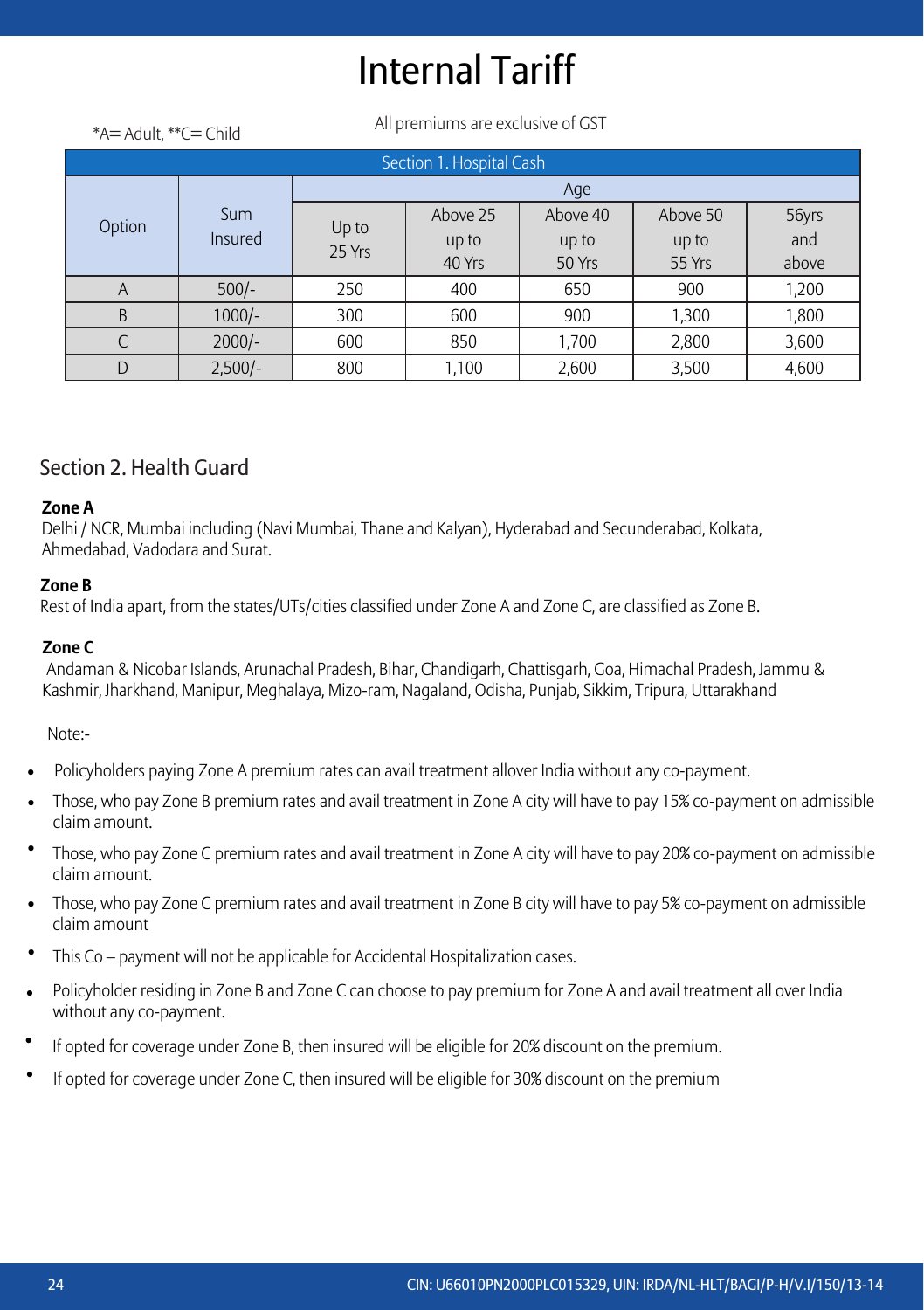# Internal Tariff

*A= Adult, **C= Child

All premiums are exclusive of GST

| Section 1. Hospital Cash | | | | | | |
|---|---|---|---|---|---|---|
| Option | Sum Insured | Age | | | | |
| | | Up to 25 Yrs | Above 25 up to 40 Yrs | Above 40 up to 50 Yrs | Above 50 up to 55 Yrs | 56yrs and above |
| A | 500/- | 250 | 400 | 650 | 900 | 1,200 |
| B | 1000/- | 300 | 600 | 900 | 1,300 | 1,800 |
| C | 2000/- | 600 | 850 | 1,700 | 2,800 | 3,600 |
| D | 2,500/- | 800 | 1,100 | 2,600 | 3,500 | 4,600 |

## Section 2. Health Guard

**Zone A**

Delhi / NCR, Mumbai including (Navi Mumbai, Thane and Kalyan), Hyderabad and Secunderabad, Kolkata, Ahmedabad, Vadodara and Surat.

**Zone B**

Rest of India apart, from the states/UTs/cities classified under Zone A and Zone C, are classified as Zone B.

**Zone C**

Andaman & Nicobar Islands, Arunachal Pradesh, Bihar, Chandigarh, Chattisgarh, Goa, Himachal Pradesh, Jammu & Kashmir, Jharkhand, Manipur, Meghalaya, Mizo-ram, Nagaland, Odisha, Punjab, Sikkim, Tripura, Uttarakhand

Note:-

- Policyholders paying Zone A premium rates can avail treatment allover India without any co-payment.
- Those, who pay Zone B premium rates and avail treatment in Zone A city will have to pay 15% co-payment on admissible claim amount.
- Those, who pay Zone C premium rates and avail treatment in Zone A city will have to pay 20% co-payment on admissible claim amount.
- Those, who pay Zone C premium rates and avail treatment in Zone B city will have to pay 5% co-payment on admissible claim amount
- This Co – payment will not be applicable for Accidental Hospitalization cases.
- Policyholder residing in Zone B and Zone C can choose to pay premium for Zone A and avail treatment all over India without any co-payment.
- If opted for coverage under Zone B, then insured will be eligible for 20% discount on the premium.
- If opted for coverage under Zone C, then insured will be eligible for 30% discount on the premium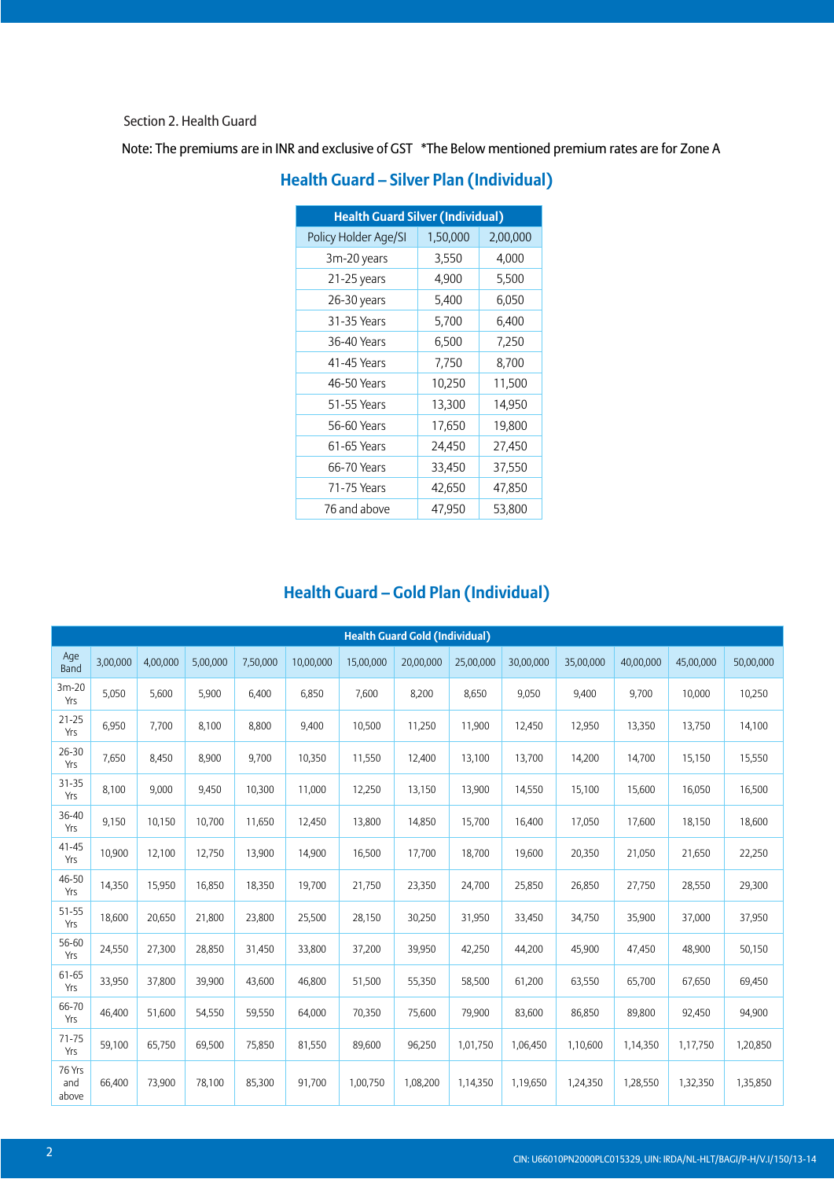Section 2. Health Guard

Note: The premiums are in INR and exclusive of GST   *The Below mentioned premium rates are for Zone A

## Health Guard – Silver Plan (Individual)

| Health Guard Silver (Individual) | | |
|---|---|---|
| Policy Holder Age/SI | 1,50,000 | 2,00,000 |
| 3m-20 years | 3,550 | 4,000 |
| 21-25 years | 4,900 | 5,500 |
| 26-30 years | 5,400 | 6,050 |
| 31-35 Years | 5,700 | 6,400 |
| 36-40 Years | 6,500 | 7,250 |
| 41-45 Years | 7,750 | 8,700 |
| 46-50 Years | 10,250 | 11,500 |
| 51-55 Years | 13,300 | 14,950 |
| 56-60 Years | 17,650 | 19,800 |
| 61-65 Years | 24,450 | 27,450 |
| 66-70 Years | 33,450 | 37,550 |
| 71-75 Years | 42,650 | 47,850 |
| 76 and above | 47,950 | 53,800 |

## Health Guard – Gold Plan (Individual)

| Health Guard Gold (Individual) | | | | | | | | | | | | | |
|---|---|---|---|---|---|---|---|---|---|---|---|---|---|
| Age Band | 3,00,000 | 4,00,000 | 5,00,000 | 7,50,000 | 10,00,000 | 15,00,000 | 20,00,000 | 25,00,000 | 30,00,000 | 35,00,000 | 40,00,000 | 45,00,000 | 50,00,000 |
| 3m-20 Yrs | 5,050 | 5,600 | 5,900 | 6,400 | 6,850 | 7,600 | 8,200 | 8,650 | 9,050 | 9,400 | 9,700 | 10,000 | 10,250 |
| 21-25 Yrs | 6,950 | 7,700 | 8,100 | 8,800 | 9,400 | 10,500 | 11,250 | 11,900 | 12,450 | 12,950 | 13,350 | 13,750 | 14,100 |
| 26-30 Yrs | 7,650 | 8,450 | 8,900 | 9,700 | 10,350 | 11,550 | 12,400 | 13,100 | 13,700 | 14,200 | 14,700 | 15,150 | 15,550 |
| 31-35 Yrs | 8,100 | 9,000 | 9,450 | 10,300 | 11,000 | 12,250 | 13,150 | 13,900 | 14,550 | 15,100 | 15,600 | 16,050 | 16,500 |
| 36-40 Yrs | 9,150 | 10,150 | 10,700 | 11,650 | 12,450 | 13,800 | 14,850 | 15,700 | 16,400 | 17,050 | 17,600 | 18,150 | 18,600 |
| 41-45 Yrs | 10,900 | 12,100 | 12,750 | 13,900 | 14,900 | 16,500 | 17,700 | 18,700 | 19,600 | 20,350 | 21,050 | 21,650 | 22,250 |
| 46-50 Yrs | 14,350 | 15,950 | 16,850 | 18,350 | 19,700 | 21,750 | 23,350 | 24,700 | 25,850 | 26,850 | 27,750 | 28,550 | 29,300 |
| 51-55 Yrs | 18,600 | 20,650 | 21,800 | 23,800 | 25,500 | 28,150 | 30,250 | 31,950 | 33,450 | 34,750 | 35,900 | 37,000 | 37,950 |
| 56-60 Yrs | 24,550 | 27,300 | 28,850 | 31,450 | 33,800 | 37,200 | 39,950 | 42,250 | 44,200 | 45,900 | 47,450 | 48,900 | 50,150 |
| 61-65 Yrs | 33,950 | 37,800 | 39,900 | 43,600 | 46,800 | 51,500 | 55,350 | 58,500 | 61,200 | 63,550 | 65,700 | 67,650 | 69,450 |
| 66-70 Yrs | 46,400 | 51,600 | 54,550 | 59,550 | 64,000 | 70,350 | 75,600 | 79,900 | 83,600 | 86,850 | 89,800 | 92,450 | 94,900 |
| 71-75 Yrs | 59,100 | 65,750 | 69,500 | 75,850 | 81,550 | 89,600 | 96,250 | 1,01,750 | 1,06,450 | 1,10,600 | 1,14,350 | 1,17,750 | 1,20,850 |
| 76 Yrs and above | 66,400 | 73,900 | 78,100 | 85,300 | 91,700 | 1,00,750 | 1,08,200 | 1,14,350 | 1,19,650 | 1,24,350 | 1,28,550 | 1,32,350 | 1,35,850 |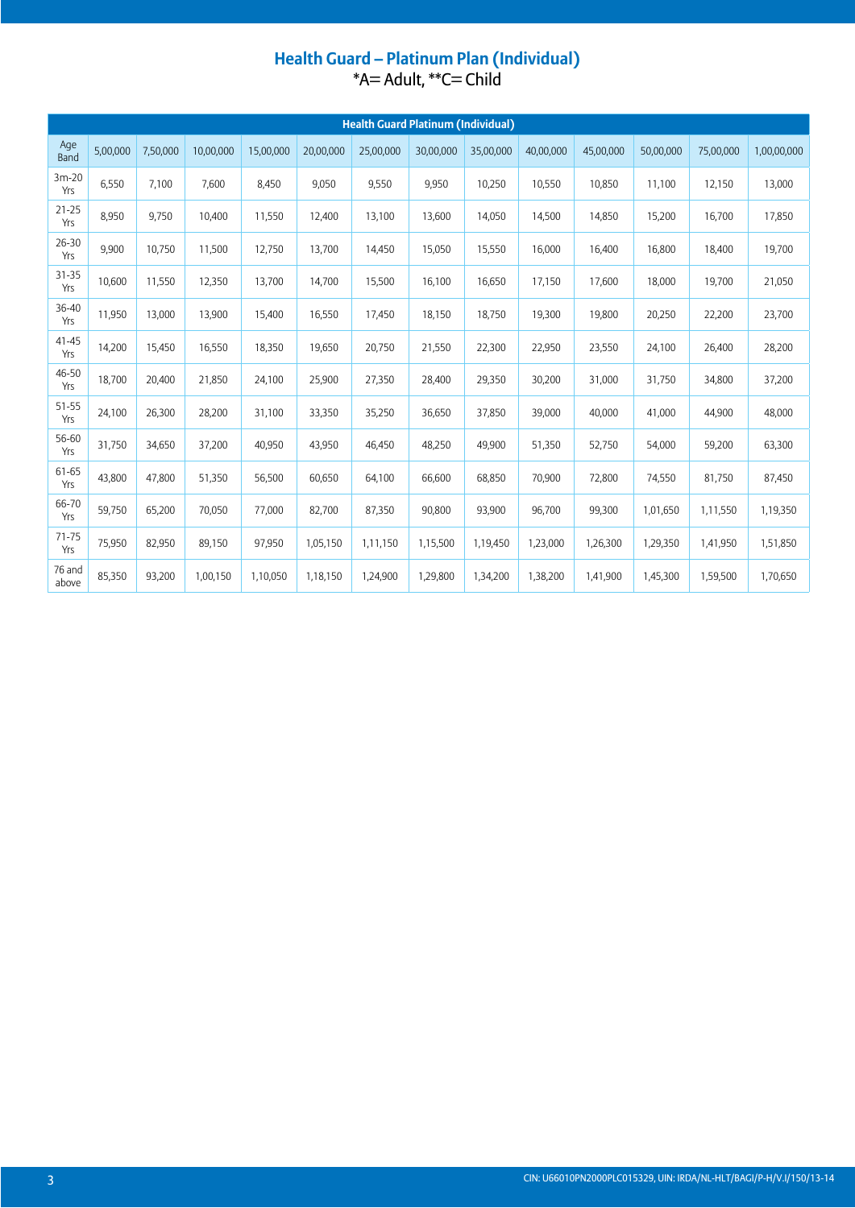## Health Guard – Platinum Plan (Individual)

*A= Adult, **C= Child

| Health Guard Platinum (Individual) | | | | | | | | | | | | | |
|---|---|---|---|---|---|---|---|---|---|---|---|---|---|
| Age Band | 5,00,000 | 7,50,000 | 10,00,000 | 15,00,000 | 20,00,000 | 25,00,000 | 30,00,000 | 35,00,000 | 40,00,000 | 45,00,000 | 50,00,000 | 75,00,000 | 1,00,00,000 |
| 3m-20 Yrs | 6,550 | 7,100 | 7,600 | 8,450 | 9,050 | 9,550 | 9,950 | 10,250 | 10,550 | 10,850 | 11,100 | 12,150 | 13,000 |
| 21-25 Yrs | 8,950 | 9,750 | 10,400 | 11,550 | 12,400 | 13,100 | 13,600 | 14,050 | 14,500 | 14,850 | 15,200 | 16,700 | 17,850 |
| 26-30 Yrs | 9,900 | 10,750 | 11,500 | 12,750 | 13,700 | 14,450 | 15,050 | 15,550 | 16,000 | 16,400 | 16,800 | 18,400 | 19,700 |
| 31-35 Yrs | 10,600 | 11,550 | 12,350 | 13,700 | 14,700 | 15,500 | 16,100 | 16,650 | 17,150 | 17,600 | 18,000 | 19,700 | 21,050 |
| 36-40 Yrs | 11,950 | 13,000 | 13,900 | 15,400 | 16,550 | 17,450 | 18,150 | 18,750 | 19,300 | 19,800 | 20,250 | 22,200 | 23,700 |
| 41-45 Yrs | 14,200 | 15,450 | 16,550 | 18,350 | 19,650 | 20,750 | 21,550 | 22,300 | 22,950 | 23,550 | 24,100 | 26,400 | 28,200 |
| 46-50 Yrs | 18,700 | 20,400 | 21,850 | 24,100 | 25,900 | 27,350 | 28,400 | 29,350 | 30,200 | 31,000 | 31,750 | 34,800 | 37,200 |
| 51-55 Yrs | 24,100 | 26,300 | 28,200 | 31,100 | 33,350 | 35,250 | 36,650 | 37,850 | 39,000 | 40,000 | 41,000 | 44,900 | 48,000 |
| 56-60 Yrs | 31,750 | 34,650 | 37,200 | 40,950 | 43,950 | 46,450 | 48,250 | 49,900 | 51,350 | 52,750 | 54,000 | 59,200 | 63,300 |
| 61-65 Yrs | 43,800 | 47,800 | 51,350 | 56,500 | 60,650 | 64,100 | 66,600 | 68,850 | 70,900 | 72,800 | 74,550 | 81,750 | 87,450 |
| 66-70 Yrs | 59,750 | 65,200 | 70,050 | 77,000 | 82,700 | 87,350 | 90,800 | 93,900 | 96,700 | 99,300 | 1,01,650 | 1,11,550 | 1,19,350 |
| 71-75 Yrs | 75,950 | 82,950 | 89,150 | 97,950 | 1,05,150 | 1,11,150 | 1,15,500 | 1,19,450 | 1,23,000 | 1,26,300 | 1,29,350 | 1,41,950 | 1,51,850 |
| 76 and above | 85,350 | 93,200 | 1,00,150 | 1,10,050 | 1,18,150 | 1,24,900 | 1,29,800 | 1,34,200 | 1,38,200 | 1,41,900 | 1,45,300 | 1,59,500 | 1,70,650 |

CIN: U66010PN2000PLC015329, UIN: IRDA/NL-HLT/BAGI/P-H/V.I/150/13-14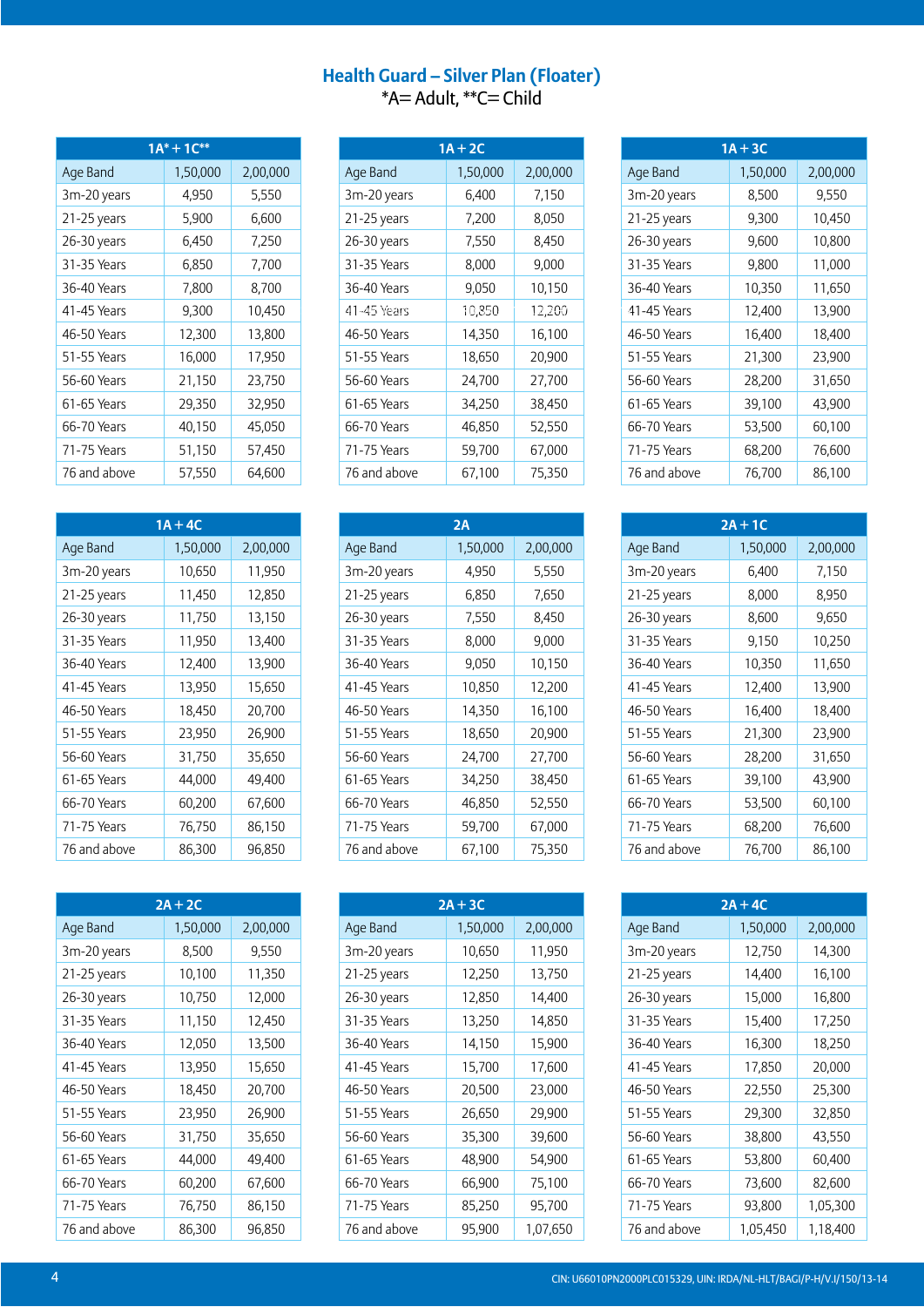## Health Guard – Silver Plan (Floater)

*A= Adult, **C= Child

| 1A* + 1C** | | |
|---|---|---|
| Age Band | 1,50,000 | 2,00,000 |
| 3m-20 years | 4,950 | 5,550 |
| 21-25 years | 5,900 | 6,600 |
| 26-30 years | 6,450 | 7,250 |
| 31-35 Years | 6,850 | 7,700 |
| 36-40 Years | 7,800 | 8,700 |
| 41-45 Years | 9,300 | 10,450 |
| 46-50 Years | 12,300 | 13,800 |
| 51-55 Years | 16,000 | 17,950 |
| 56-60 Years | 21,150 | 23,750 |
| 61-65 Years | 29,350 | 32,950 |
| 66-70 Years | 40,150 | 45,050 |
| 71-75 Years | 51,150 | 57,450 |
| 76 and above | 57,550 | 64,600 |

| 1A + 2C | | |
|---|---|---|
| Age Band | 1,50,000 | 2,00,000 |
| 3m-20 years | 6,400 | 7,150 |
| 21-25 years | 7,200 | 8,050 |
| 26-30 years | 7,550 | 8,450 |
| 31-35 Years | 8,000 | 9,000 |
| 36-40 Years | 9,050 | 10,150 |
| 41-45 Years | 10,850 | 12,200 |
| 46-50 Years | 14,350 | 16,100 |
| 51-55 Years | 18,650 | 20,900 |
| 56-60 Years | 24,700 | 27,700 |
| 61-65 Years | 34,250 | 38,450 |
| 66-70 Years | 46,850 | 52,550 |
| 71-75 Years | 59,700 | 67,000 |
| 76 and above | 67,100 | 75,350 |

| 1A + 3C | | |
|---|---|---|
| Age Band | 1,50,000 | 2,00,000 |
| 3m-20 years | 8,500 | 9,550 |
| 21-25 years | 9,300 | 10,450 |
| 26-30 years | 9,600 | 10,800 |
| 31-35 Years | 9,800 | 11,000 |
| 36-40 Years | 10,350 | 11,650 |
| 41-45 Years | 12,400 | 13,900 |
| 46-50 Years | 16,400 | 18,400 |
| 51-55 Years | 21,300 | 23,900 |
| 56-60 Years | 28,200 | 31,650 |
| 61-65 Years | 39,100 | 43,900 |
| 66-70 Years | 53,500 | 60,100 |
| 71-75 Years | 68,200 | 76,600 |
| 76 and above | 76,700 | 86,100 |

| 1A + 4C | | |
|---|---|---|
| Age Band | 1,50,000 | 2,00,000 |
| 3m-20 years | 10,650 | 11,950 |
| 21-25 years | 11,450 | 12,850 |
| 26-30 years | 11,750 | 13,150 |
| 31-35 Years | 11,950 | 13,400 |
| 36-40 Years | 12,400 | 13,900 |
| 41-45 Years | 13,950 | 15,650 |
| 46-50 Years | 18,450 | 20,700 |
| 51-55 Years | 23,950 | 26,900 |
| 56-60 Years | 31,750 | 35,650 |
| 61-65 Years | 44,000 | 49,400 |
| 66-70 Years | 60,200 | 67,600 |
| 71-75 Years | 76,750 | 86,150 |
| 76 and above | 86,300 | 96,850 |

| 2A | | |
|---|---|---|
| Age Band | 1,50,000 | 2,00,000 |
| 3m-20 years | 4,950 | 5,550 |
| 21-25 years | 6,850 | 7,650 |
| 26-30 years | 7,550 | 8,450 |
| 31-35 Years | 8,000 | 9,000 |
| 36-40 Years | 9,050 | 10,150 |
| 41-45 Years | 10,850 | 12,200 |
| 46-50 Years | 14,350 | 16,100 |
| 51-55 Years | 18,650 | 20,900 |
| 56-60 Years | 24,700 | 27,700 |
| 61-65 Years | 34,250 | 38,450 |
| 66-70 Years | 46,850 | 52,550 |
| 71-75 Years | 59,700 | 67,000 |
| 76 and above | 67,100 | 75,350 |

| 2A + 1C | | |
|---|---|---|
| Age Band | 1,50,000 | 2,00,000 |
| 3m-20 years | 6,400 | 7,150 |
| 21-25 years | 8,000 | 8,950 |
| 26-30 years | 8,600 | 9,650 |
| 31-35 Years | 9,150 | 10,250 |
| 36-40 Years | 10,350 | 11,650 |
| 41-45 Years | 12,400 | 13,900 |
| 46-50 Years | 16,400 | 18,400 |
| 51-55 Years | 21,300 | 23,900 |
| 56-60 Years | 28,200 | 31,650 |
| 61-65 Years | 39,100 | 43,900 |
| 66-70 Years | 53,500 | 60,100 |
| 71-75 Years | 68,200 | 76,600 |
| 76 and above | 76,700 | 86,100 |

| 2A + 2C | | |
|---|---|---|
| Age Band | 1,50,000 | 2,00,000 |
| 3m-20 years | 8,500 | 9,550 |
| 21-25 years | 10,100 | 11,350 |
| 26-30 years | 10,750 | 12,000 |
| 31-35 Years | 11,150 | 12,450 |
| 36-40 Years | 12,050 | 13,500 |
| 41-45 Years | 13,950 | 15,650 |
| 46-50 Years | 18,450 | 20,700 |
| 51-55 Years | 23,950 | 26,900 |
| 56-60 Years | 31,750 | 35,650 |
| 61-65 Years | 44,000 | 49,400 |
| 66-70 Years | 60,200 | 67,600 |
| 71-75 Years | 76,750 | 86,150 |
| 76 and above | 86,300 | 96,850 |

| 2A + 3C | | |
|---|---|---|
| Age Band | 1,50,000 | 2,00,000 |
| 3m-20 years | 10,650 | 11,950 |
| 21-25 years | 12,250 | 13,750 |
| 26-30 years | 12,850 | 14,400 |
| 31-35 Years | 13,250 | 14,850 |
| 36-40 Years | 14,150 | 15,900 |
| 41-45 Years | 15,700 | 17,600 |
| 46-50 Years | 20,500 | 23,000 |
| 51-55 Years | 26,650 | 29,900 |
| 56-60 Years | 35,300 | 39,600 |
| 61-65 Years | 48,900 | 54,900 |
| 66-70 Years | 66,900 | 75,100 |
| 71-75 Years | 85,250 | 95,700 |
| 76 and above | 95,900 | 1,07,650 |

| 2A + 4C | | |
|---|---|---|
| Age Band | 1,50,000 | 2,00,000 |
| 3m-20 years | 12,750 | 14,300 |
| 21-25 years | 14,400 | 16,100 |
| 26-30 years | 15,000 | 16,800 |
| 31-35 Years | 15,400 | 17,250 |
| 36-40 Years | 16,300 | 18,250 |
| 41-45 Years | 17,850 | 20,000 |
| 46-50 Years | 22,550 | 25,300 |
| 51-55 Years | 29,300 | 32,850 |
| 56-60 Years | 38,800 | 43,550 |
| 61-65 Years | 53,800 | 60,400 |
| 66-70 Years | 73,600 | 82,600 |
| 71-75 Years | 93,800 | 1,05,300 |
| 76 and above | 1,05,450 | 1,18,400 |

CIN: U66010PN2000PLC015329, UIN: IRDA/NL-HLT/BAGI/P-H/V.I/150/13-14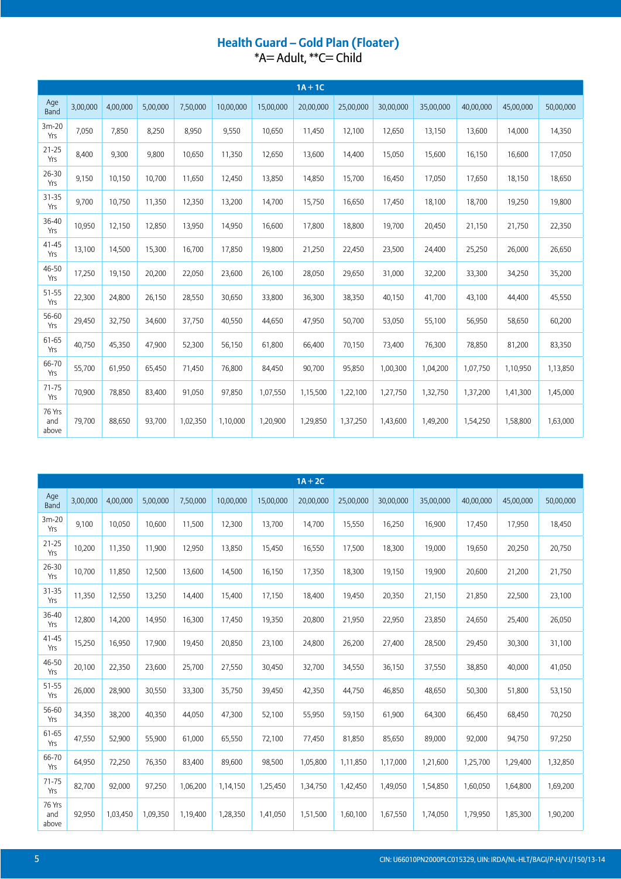## Health Guard – Gold Plan (Floater)

*A= Adult, **C= Child

| 1A + 1C | | | | | | | | | | | | | |
|---|---|---|---|---|---|---|---|---|---|---|---|---|---|
| Age Band | 3,00,000 | 4,00,000 | 5,00,000 | 7,50,000 | 10,00,000 | 15,00,000 | 20,00,000 | 25,00,000 | 30,00,000 | 35,00,000 | 40,00,000 | 45,00,000 | 50,00,000 |
| 3m-20 Yrs | 7,050 | 7,850 | 8,250 | 8,950 | 9,550 | 10,650 | 11,450 | 12,100 | 12,650 | 13,150 | 13,600 | 14,000 | 14,350 |
| 21-25 Yrs | 8,400 | 9,300 | 9,800 | 10,650 | 11,350 | 12,650 | 13,600 | 14,400 | 15,050 | 15,600 | 16,150 | 16,600 | 17,050 |
| 26-30 Yrs | 9,150 | 10,150 | 10,700 | 11,650 | 12,450 | 13,850 | 14,850 | 15,700 | 16,450 | 17,050 | 17,650 | 18,150 | 18,650 |
| 31-35 Yrs | 9,700 | 10,750 | 11,350 | 12,350 | 13,200 | 14,700 | 15,750 | 16,650 | 17,450 | 18,100 | 18,700 | 19,250 | 19,800 |
| 36-40 Yrs | 10,950 | 12,150 | 12,850 | 13,950 | 14,950 | 16,600 | 17,800 | 18,800 | 19,700 | 20,450 | 21,150 | 21,750 | 22,350 |
| 41-45 Yrs | 13,100 | 14,500 | 15,300 | 16,700 | 17,850 | 19,800 | 21,250 | 22,450 | 23,500 | 24,400 | 25,250 | 26,000 | 26,650 |
| 46-50 Yrs | 17,250 | 19,150 | 20,200 | 22,050 | 23,600 | 26,100 | 28,050 | 29,650 | 31,000 | 32,200 | 33,300 | 34,250 | 35,200 |
| 51-55 Yrs | 22,300 | 24,800 | 26,150 | 28,550 | 30,650 | 33,800 | 36,300 | 38,350 | 40,150 | 41,700 | 43,100 | 44,400 | 45,550 |
| 56-60 Yrs | 29,450 | 32,750 | 34,600 | 37,750 | 40,550 | 44,650 | 47,950 | 50,700 | 53,050 | 55,100 | 56,950 | 58,650 | 60,200 |
| 61-65 Yrs | 40,750 | 45,350 | 47,900 | 52,300 | 56,150 | 61,800 | 66,400 | 70,150 | 73,400 | 76,300 | 78,850 | 81,200 | 83,350 |
| 66-70 Yrs | 55,700 | 61,950 | 65,450 | 71,450 | 76,800 | 84,450 | 90,700 | 95,850 | 1,00,300 | 1,04,200 | 1,07,750 | 1,10,950 | 1,13,850 |
| 71-75 Yrs | 70,900 | 78,850 | 83,400 | 91,050 | 97,850 | 1,07,550 | 1,15,500 | 1,22,100 | 1,27,750 | 1,32,750 | 1,37,200 | 1,41,300 | 1,45,000 |
| 76 Yrs and above | 79,700 | 88,650 | 93,700 | 1,02,350 | 1,10,000 | 1,20,900 | 1,29,850 | 1,37,250 | 1,43,600 | 1,49,200 | 1,54,250 | 1,58,800 | 1,63,000 |

| 1A + 2C | | | | | | | | | | | | | |
|---|---|---|---|---|---|---|---|---|---|---|---|---|---|
| Age Band | 3,00,000 | 4,00,000 | 5,00,000 | 7,50,000 | 10,00,000 | 15,00,000 | 20,00,000 | 25,00,000 | 30,00,000 | 35,00,000 | 40,00,000 | 45,00,000 | 50,00,000 |
| 3m-20 Yrs | 9,100 | 10,050 | 10,600 | 11,500 | 12,300 | 13,700 | 14,700 | 15,550 | 16,250 | 16,900 | 17,450 | 17,950 | 18,450 |
| 21-25 Yrs | 10,200 | 11,350 | 11,900 | 12,950 | 13,850 | 15,450 | 16,550 | 17,500 | 18,300 | 19,000 | 19,650 | 20,250 | 20,750 |
| 26-30 Yrs | 10,700 | 11,850 | 12,500 | 13,600 | 14,500 | 16,150 | 17,350 | 18,300 | 19,150 | 19,900 | 20,600 | 21,200 | 21,750 |
| 31-35 Yrs | 11,350 | 12,550 | 13,250 | 14,400 | 15,400 | 17,150 | 18,400 | 19,450 | 20,350 | 21,150 | 21,850 | 22,500 | 23,100 |
| 36-40 Yrs | 12,800 | 14,200 | 14,950 | 16,300 | 17,450 | 19,350 | 20,800 | 21,950 | 22,950 | 23,850 | 24,650 | 25,400 | 26,050 |
| 41-45 Yrs | 15,250 | 16,950 | 17,900 | 19,450 | 20,850 | 23,100 | 24,800 | 26,200 | 27,400 | 28,500 | 29,450 | 30,300 | 31,100 |
| 46-50 Yrs | 20,100 | 22,350 | 23,600 | 25,700 | 27,550 | 30,450 | 32,700 | 34,550 | 36,150 | 37,550 | 38,850 | 40,000 | 41,050 |
| 51-55 Yrs | 26,000 | 28,900 | 30,550 | 33,300 | 35,750 | 39,450 | 42,350 | 44,750 | 46,850 | 48,650 | 50,300 | 51,800 | 53,150 |
| 56-60 Yrs | 34,350 | 38,200 | 40,350 | 44,050 | 47,300 | 52,100 | 55,950 | 59,150 | 61,900 | 64,300 | 66,450 | 68,450 | 70,250 |
| 61-65 Yrs | 47,550 | 52,900 | 55,900 | 61,000 | 65,550 | 72,100 | 77,450 | 81,850 | 85,650 | 89,000 | 92,000 | 94,750 | 97,250 |
| 66-70 Yrs | 64,950 | 72,250 | 76,350 | 83,400 | 89,600 | 98,500 | 1,05,800 | 1,11,850 | 1,17,000 | 1,21,600 | 1,25,700 | 1,29,400 | 1,32,850 |
| 71-75 Yrs | 82,700 | 92,000 | 97,250 | 1,06,200 | 1,14,150 | 1,25,450 | 1,34,750 | 1,42,450 | 1,49,050 | 1,54,850 | 1,60,050 | 1,64,800 | 1,69,200 |
| 76 Yrs and above | 92,950 | 1,03,450 | 1,09,350 | 1,19,400 | 1,28,350 | 1,41,050 | 1,51,500 | 1,60,100 | 1,67,550 | 1,74,050 | 1,79,950 | 1,85,300 | 1,90,200 |

CIN: U66010PN2000PLC015329, UIN: IRDA/NL-HLT/BAGI/P-H/V.I/150/13-14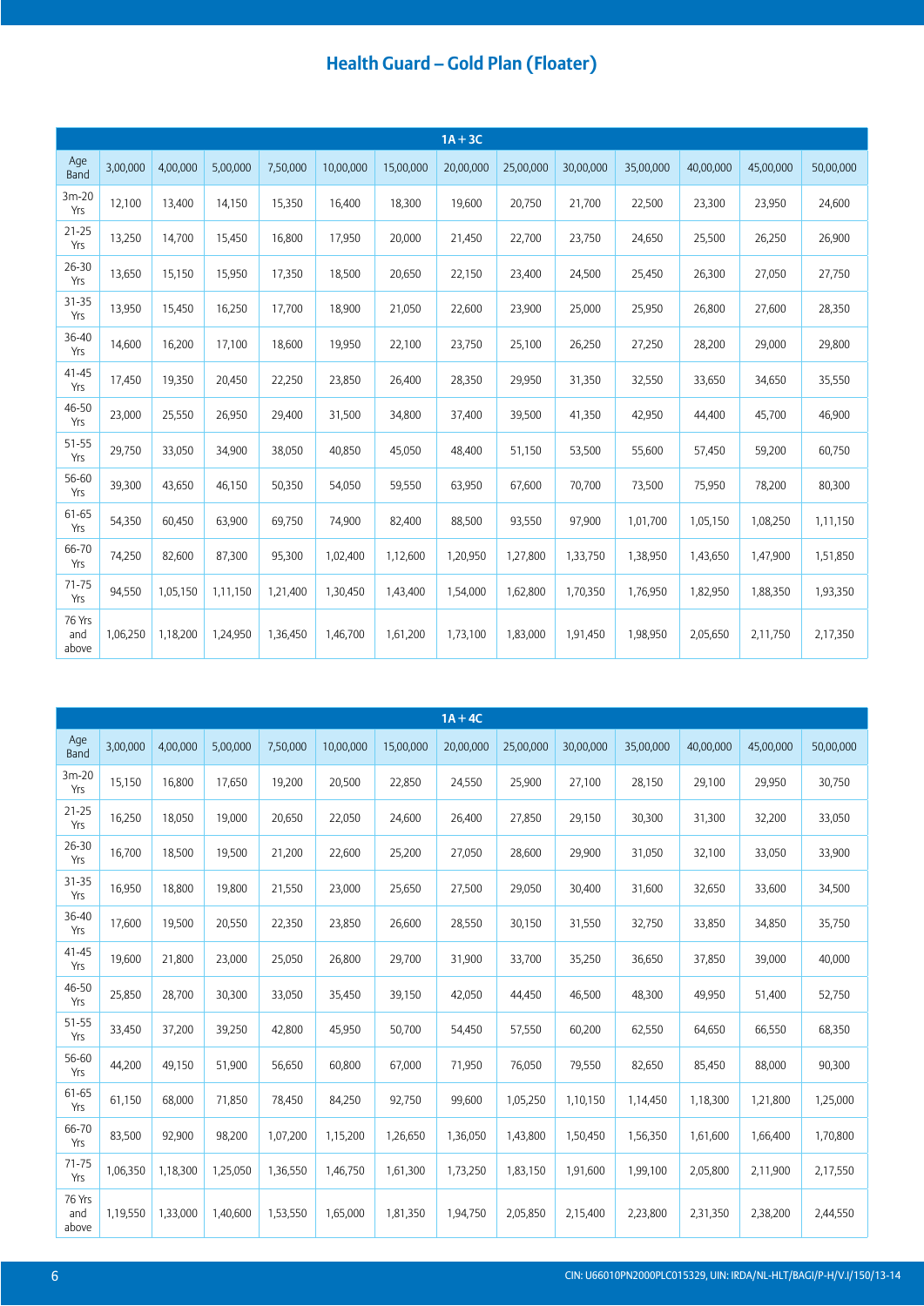## Health Guard – Gold Plan (Floater)

| 1A + 3C | | | | | | | | | | | | | |
|---|---|---|---|---|---|---|---|---|---|---|---|---|---|
| Age Band | 3,00,000 | 4,00,000 | 5,00,000 | 7,50,000 | 10,00,000 | 15,00,000 | 20,00,000 | 25,00,000 | 30,00,000 | 35,00,000 | 40,00,000 | 45,00,000 | 50,00,000 |
| 3m-20 Yrs | 12,100 | 13,400 | 14,150 | 15,350 | 16,400 | 18,300 | 19,600 | 20,750 | 21,700 | 22,500 | 23,300 | 23,950 | 24,600 |
| 21-25 Yrs | 13,250 | 14,700 | 15,450 | 16,800 | 17,950 | 20,000 | 21,450 | 22,700 | 23,750 | 24,650 | 25,500 | 26,250 | 26,900 |
| 26-30 Yrs | 13,650 | 15,150 | 15,950 | 17,350 | 18,500 | 20,650 | 22,150 | 23,400 | 24,500 | 25,450 | 26,300 | 27,050 | 27,750 |
| 31-35 Yrs | 13,950 | 15,450 | 16,250 | 17,700 | 18,900 | 21,050 | 22,600 | 23,900 | 25,000 | 25,950 | 26,800 | 27,600 | 28,350 |
| 36-40 Yrs | 14,600 | 16,200 | 17,100 | 18,600 | 19,950 | 22,100 | 23,750 | 25,100 | 26,250 | 27,250 | 28,200 | 29,000 | 29,800 |
| 41-45 Yrs | 17,450 | 19,350 | 20,450 | 22,250 | 23,850 | 26,400 | 28,350 | 29,950 | 31,350 | 32,550 | 33,650 | 34,650 | 35,550 |
| 46-50 Yrs | 23,000 | 25,550 | 26,950 | 29,400 | 31,500 | 34,800 | 37,400 | 39,500 | 41,350 | 42,950 | 44,400 | 45,700 | 46,900 |
| 51-55 Yrs | 29,750 | 33,050 | 34,900 | 38,050 | 40,850 | 45,050 | 48,400 | 51,150 | 53,500 | 55,600 | 57,450 | 59,200 | 60,750 |
| 56-60 Yrs | 39,300 | 43,650 | 46,150 | 50,350 | 54,050 | 59,550 | 63,950 | 67,600 | 70,700 | 73,500 | 75,950 | 78,200 | 80,300 |
| 61-65 Yrs | 54,350 | 60,450 | 63,900 | 69,750 | 74,900 | 82,400 | 88,500 | 93,550 | 97,900 | 1,01,700 | 1,05,150 | 1,08,250 | 1,11,150 |
| 66-70 Yrs | 74,250 | 82,600 | 87,300 | 95,300 | 1,02,400 | 1,12,600 | 1,20,950 | 1,27,800 | 1,33,750 | 1,38,950 | 1,43,650 | 1,47,900 | 1,51,850 |
| 71-75 Yrs | 94,550 | 1,05,150 | 1,11,150 | 1,21,400 | 1,30,450 | 1,43,400 | 1,54,000 | 1,62,800 | 1,70,350 | 1,76,950 | 1,82,950 | 1,88,350 | 1,93,350 |
| 76 Yrs and above | 1,06,250 | 1,18,200 | 1,24,950 | 1,36,450 | 1,46,700 | 1,61,200 | 1,73,100 | 1,83,000 | 1,91,450 | 1,98,950 | 2,05,650 | 2,11,750 | 2,17,350 |

| 1A + 4C | | | | | | | | | | | | | |
|---|---|---|---|---|---|---|---|---|---|---|---|---|---|
| Age Band | 3,00,000 | 4,00,000 | 5,00,000 | 7,50,000 | 10,00,000 | 15,00,000 | 20,00,000 | 25,00,000 | 30,00,000 | 35,00,000 | 40,00,000 | 45,00,000 | 50,00,000 |
| 3m-20 Yrs | 15,150 | 16,800 | 17,650 | 19,200 | 20,500 | 22,850 | 24,550 | 25,900 | 27,100 | 28,150 | 29,100 | 29,950 | 30,750 |
| 21-25 Yrs | 16,250 | 18,050 | 19,000 | 20,650 | 22,050 | 24,600 | 26,400 | 27,850 | 29,150 | 30,300 | 31,300 | 32,200 | 33,050 |
| 26-30 Yrs | 16,700 | 18,500 | 19,500 | 21,200 | 22,600 | 25,200 | 27,050 | 28,600 | 29,900 | 31,050 | 32,100 | 33,050 | 33,900 |
| 31-35 Yrs | 16,950 | 18,800 | 19,800 | 21,550 | 23,000 | 25,650 | 27,500 | 29,050 | 30,400 | 31,600 | 32,650 | 33,600 | 34,500 |
| 36-40 Yrs | 17,600 | 19,500 | 20,550 | 22,350 | 23,850 | 26,600 | 28,550 | 30,150 | 31,550 | 32,750 | 33,850 | 34,850 | 35,750 |
| 41-45 Yrs | 19,600 | 21,800 | 23,000 | 25,050 | 26,800 | 29,700 | 31,900 | 33,700 | 35,250 | 36,650 | 37,850 | 39,000 | 40,000 |
| 46-50 Yrs | 25,850 | 28,700 | 30,300 | 33,050 | 35,450 | 39,150 | 42,050 | 44,450 | 46,500 | 48,300 | 49,950 | 51,400 | 52,750 |
| 51-55 Yrs | 33,450 | 37,200 | 39,250 | 42,800 | 45,950 | 50,700 | 54,450 | 57,550 | 60,200 | 62,550 | 64,650 | 66,550 | 68,350 |
| 56-60 Yrs | 44,200 | 49,150 | 51,900 | 56,650 | 60,800 | 67,000 | 71,950 | 76,050 | 79,550 | 82,650 | 85,450 | 88,000 | 90,300 |
| 61-65 Yrs | 61,150 | 68,000 | 71,850 | 78,450 | 84,250 | 92,750 | 99,600 | 1,05,250 | 1,10,150 | 1,14,450 | 1,18,300 | 1,21,800 | 1,25,000 |
| 66-70 Yrs | 83,500 | 92,900 | 98,200 | 1,07,200 | 1,15,200 | 1,26,650 | 1,36,050 | 1,43,800 | 1,50,450 | 1,56,350 | 1,61,600 | 1,66,400 | 1,70,800 |
| 71-75 Yrs | 1,06,350 | 1,18,300 | 1,25,050 | 1,36,550 | 1,46,750 | 1,61,300 | 1,73,250 | 1,83,150 | 1,91,600 | 1,99,100 | 2,05,800 | 2,11,900 | 2,17,550 |
| 76 Yrs and above | 1,19,550 | 1,33,000 | 1,40,600 | 1,53,550 | 1,65,000 | 1,81,350 | 1,94,750 | 2,05,850 | 2,15,400 | 2,23,800 | 2,31,350 | 2,38,200 | 2,44,550 |

CIN: U66010PN2000PLC015329, UIN: IRDA/NL-HLT/BAGI/P-H/V.I/150/13-14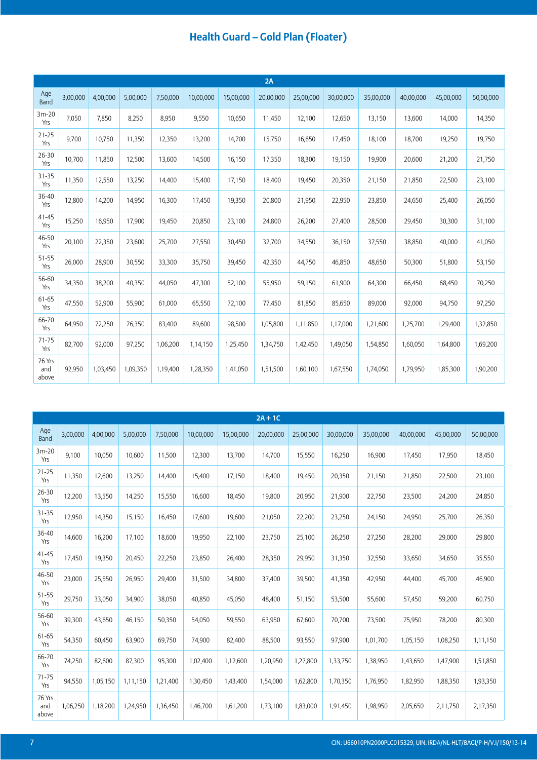## Health Guard – Gold Plan (Floater)

| 2A | | | | | | | | | | | | | |
|---|---|---|---|---|---|---|---|---|---|---|---|---|---|
| Age Band | 3,00,000 | 4,00,000 | 5,00,000 | 7,50,000 | 10,00,000 | 15,00,000 | 20,00,000 | 25,00,000 | 30,00,000 | 35,00,000 | 40,00,000 | 45,00,000 | 50,00,000 |
| 3m-20 Yrs | 7,050 | 7,850 | 8,250 | 8,950 | 9,550 | 10,650 | 11,450 | 12,100 | 12,650 | 13,150 | 13,600 | 14,000 | 14,350 |
| 21-25 Yrs | 9,700 | 10,750 | 11,350 | 12,350 | 13,200 | 14,700 | 15,750 | 16,650 | 17,450 | 18,100 | 18,700 | 19,250 | 19,750 |
| 26-30 Yrs | 10,700 | 11,850 | 12,500 | 13,600 | 14,500 | 16,150 | 17,350 | 18,300 | 19,150 | 19,900 | 20,600 | 21,200 | 21,750 |
| 31-35 Yrs | 11,350 | 12,550 | 13,250 | 14,400 | 15,400 | 17,150 | 18,400 | 19,450 | 20,350 | 21,150 | 21,850 | 22,500 | 23,100 |
| 36-40 Yrs | 12,800 | 14,200 | 14,950 | 16,300 | 17,450 | 19,350 | 20,800 | 21,950 | 22,950 | 23,850 | 24,650 | 25,400 | 26,050 |
| 41-45 Yrs | 15,250 | 16,950 | 17,900 | 19,450 | 20,850 | 23,100 | 24,800 | 26,200 | 27,400 | 28,500 | 29,450 | 30,300 | 31,100 |
| 46-50 Yrs | 20,100 | 22,350 | 23,600 | 25,700 | 27,550 | 30,450 | 32,700 | 34,550 | 36,150 | 37,550 | 38,850 | 40,000 | 41,050 |
| 51-55 Yrs | 26,000 | 28,900 | 30,550 | 33,300 | 35,750 | 39,450 | 42,350 | 44,750 | 46,850 | 48,650 | 50,300 | 51,800 | 53,150 |
| 56-60 Yrs | 34,350 | 38,200 | 40,350 | 44,050 | 47,300 | 52,100 | 55,950 | 59,150 | 61,900 | 64,300 | 66,450 | 68,450 | 70,250 |
| 61-65 Yrs | 47,550 | 52,900 | 55,900 | 61,000 | 65,550 | 72,100 | 77,450 | 81,850 | 85,650 | 89,000 | 92,000 | 94,750 | 97,250 |
| 66-70 Yrs | 64,950 | 72,250 | 76,350 | 83,400 | 89,600 | 98,500 | 1,05,800 | 1,11,850 | 1,17,000 | 1,21,600 | 1,25,700 | 1,29,400 | 1,32,850 |
| 71-75 Yrs | 82,700 | 92,000 | 97,250 | 1,06,200 | 1,14,150 | 1,25,450 | 1,34,750 | 1,42,450 | 1,49,050 | 1,54,850 | 1,60,050 | 1,64,800 | 1,69,200 |
| 76 Yrs and above | 92,950 | 1,03,450 | 1,09,350 | 1,19,400 | 1,28,350 | 1,41,050 | 1,51,500 | 1,60,100 | 1,67,550 | 1,74,050 | 1,79,950 | 1,85,300 | 1,90,200 |

| 2A + 1C | | | | | | | | | | | | | |
|---|---|---|---|---|---|---|---|---|---|---|---|---|---|
| Age Band | 3,00,000 | 4,00,000 | 5,00,000 | 7,50,000 | 10,00,000 | 15,00,000 | 20,00,000 | 25,00,000 | 30,00,000 | 35,00,000 | 40,00,000 | 45,00,000 | 50,00,000 |
| 3m-20 Yrs | 9,100 | 10,050 | 10,600 | 11,500 | 12,300 | 13,700 | 14,700 | 15,550 | 16,250 | 16,900 | 17,450 | 17,950 | 18,450 |
| 21-25 Yrs | 11,350 | 12,600 | 13,250 | 14,400 | 15,400 | 17,150 | 18,400 | 19,450 | 20,350 | 21,150 | 21,850 | 22,500 | 23,100 |
| 26-30 Yrs | 12,200 | 13,550 | 14,250 | 15,550 | 16,600 | 18,450 | 19,800 | 20,950 | 21,900 | 22,750 | 23,500 | 24,200 | 24,850 |
| 31-35 Yrs | 12,950 | 14,350 | 15,150 | 16,450 | 17,600 | 19,600 | 21,050 | 22,200 | 23,250 | 24,150 | 24,950 | 25,700 | 26,350 |
| 36-40 Yrs | 14,600 | 16,200 | 17,100 | 18,600 | 19,950 | 22,100 | 23,750 | 25,100 | 26,250 | 27,250 | 28,200 | 29,000 | 29,800 |
| 41-45 Yrs | 17,450 | 19,350 | 20,450 | 22,250 | 23,850 | 26,400 | 28,350 | 29,950 | 31,350 | 32,550 | 33,650 | 34,650 | 35,550 |
| 46-50 Yrs | 23,000 | 25,550 | 26,950 | 29,400 | 31,500 | 34,800 | 37,400 | 39,500 | 41,350 | 42,950 | 44,400 | 45,700 | 46,900 |
| 51-55 Yrs | 29,750 | 33,050 | 34,900 | 38,050 | 40,850 | 45,050 | 48,400 | 51,150 | 53,500 | 55,600 | 57,450 | 59,200 | 60,750 |
| 56-60 Yrs | 39,300 | 43,650 | 46,150 | 50,350 | 54,050 | 59,550 | 63,950 | 67,600 | 70,700 | 73,500 | 75,950 | 78,200 | 80,300 |
| 61-65 Yrs | 54,350 | 60,450 | 63,900 | 69,750 | 74,900 | 82,400 | 88,500 | 93,550 | 97,900 | 1,01,700 | 1,05,150 | 1,08,250 | 1,11,150 |
| 66-70 Yrs | 74,250 | 82,600 | 87,300 | 95,300 | 1,02,400 | 1,12,600 | 1,20,950 | 1,27,800 | 1,33,750 | 1,38,950 | 1,43,650 | 1,47,900 | 1,51,850 |
| 71-75 Yrs | 94,550 | 1,05,150 | 1,11,150 | 1,21,400 | 1,30,450 | 1,43,400 | 1,54,000 | 1,62,800 | 1,70,350 | 1,76,950 | 1,82,950 | 1,88,350 | 1,93,350 |
| 76 Yrs and above | 1,06,250 | 1,18,200 | 1,24,950 | 1,36,450 | 1,46,700 | 1,61,200 | 1,73,100 | 1,83,000 | 1,91,450 | 1,98,950 | 2,05,650 | 2,11,750 | 2,17,350 |

CIN: U66010PN2000PLC015329, UIN: IRDA/NL-HLT/BAGI/P-H/V.I/150/13-14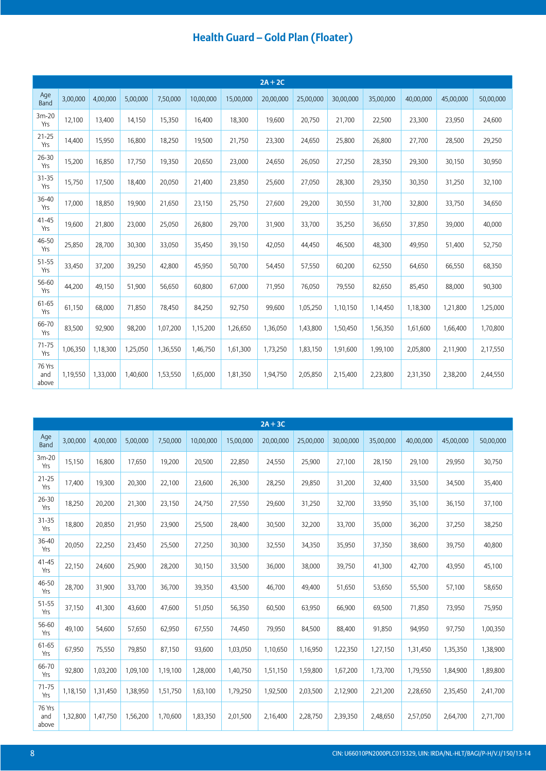## Health Guard – Gold Plan (Floater)

| 2A + 2C | | | | | | | | | | | | | |
|---|---|---|---|---|---|---|---|---|---|---|---|---|---|
| Age Band | 3,00,000 | 4,00,000 | 5,00,000 | 7,50,000 | 10,00,000 | 15,00,000 | 20,00,000 | 25,00,000 | 30,00,000 | 35,00,000 | 40,00,000 | 45,00,000 | 50,00,000 |
| 3m-20 Yrs | 12,100 | 13,400 | 14,150 | 15,350 | 16,400 | 18,300 | 19,600 | 20,750 | 21,700 | 22,500 | 23,300 | 23,950 | 24,600 |
| 21-25 Yrs | 14,400 | 15,950 | 16,800 | 18,250 | 19,500 | 21,750 | 23,300 | 24,650 | 25,800 | 26,800 | 27,700 | 28,500 | 29,250 |
| 26-30 Yrs | 15,200 | 16,850 | 17,750 | 19,350 | 20,650 | 23,000 | 24,650 | 26,050 | 27,250 | 28,350 | 29,300 | 30,150 | 30,950 |
| 31-35 Yrs | 15,750 | 17,500 | 18,400 | 20,050 | 21,400 | 23,850 | 25,600 | 27,050 | 28,300 | 29,350 | 30,350 | 31,250 | 32,100 |
| 36-40 Yrs | 17,000 | 18,850 | 19,900 | 21,650 | 23,150 | 25,750 | 27,600 | 29,200 | 30,550 | 31,700 | 32,800 | 33,750 | 34,650 |
| 41-45 Yrs | 19,600 | 21,800 | 23,000 | 25,050 | 26,800 | 29,700 | 31,900 | 33,700 | 35,250 | 36,650 | 37,850 | 39,000 | 40,000 |
| 46-50 Yrs | 25,850 | 28,700 | 30,300 | 33,050 | 35,450 | 39,150 | 42,050 | 44,450 | 46,500 | 48,300 | 49,950 | 51,400 | 52,750 |
| 51-55 Yrs | 33,450 | 37,200 | 39,250 | 42,800 | 45,950 | 50,700 | 54,450 | 57,550 | 60,200 | 62,550 | 64,650 | 66,550 | 68,350 |
| 56-60 Yrs | 44,200 | 49,150 | 51,900 | 56,650 | 60,800 | 67,000 | 71,950 | 76,050 | 79,550 | 82,650 | 85,450 | 88,000 | 90,300 |
| 61-65 Yrs | 61,150 | 68,000 | 71,850 | 78,450 | 84,250 | 92,750 | 99,600 | 1,05,250 | 1,10,150 | 1,14,450 | 1,18,300 | 1,21,800 | 1,25,000 |
| 66-70 Yrs | 83,500 | 92,900 | 98,200 | 1,07,200 | 1,15,200 | 1,26,650 | 1,36,050 | 1,43,800 | 1,50,450 | 1,56,350 | 1,61,600 | 1,66,400 | 1,70,800 |
| 71-75 Yrs | 1,06,350 | 1,18,300 | 1,25,050 | 1,36,550 | 1,46,750 | 1,61,300 | 1,73,250 | 1,83,150 | 1,91,600 | 1,99,100 | 2,05,800 | 2,11,900 | 2,17,550 |
| 76 Yrs and above | 1,19,550 | 1,33,000 | 1,40,600 | 1,53,550 | 1,65,000 | 1,81,350 | 1,94,750 | 2,05,850 | 2,15,400 | 2,23,800 | 2,31,350 | 2,38,200 | 2,44,550 |

| 2A + 3C | | | | | | | | | | | | | |
|---|---|---|---|---|---|---|---|---|---|---|---|---|---|
| Age Band | 3,00,000 | 4,00,000 | 5,00,000 | 7,50,000 | 10,00,000 | 15,00,000 | 20,00,000 | 25,00,000 | 30,00,000 | 35,00,000 | 40,00,000 | 45,00,000 | 50,00,000 |
| 3m-20 Yrs | 15,150 | 16,800 | 17,650 | 19,200 | 20,500 | 22,850 | 24,550 | 25,900 | 27,100 | 28,150 | 29,100 | 29,950 | 30,750 |
| 21-25 Yrs | 17,400 | 19,300 | 20,300 | 22,100 | 23,600 | 26,300 | 28,250 | 29,850 | 31,200 | 32,400 | 33,500 | 34,500 | 35,400 |
| 26-30 Yrs | 18,250 | 20,200 | 21,300 | 23,150 | 24,750 | 27,550 | 29,600 | 31,250 | 32,700 | 33,950 | 35,100 | 36,150 | 37,100 |
| 31-35 Yrs | 18,800 | 20,850 | 21,950 | 23,900 | 25,500 | 28,400 | 30,500 | 32,200 | 33,700 | 35,000 | 36,200 | 37,250 | 38,250 |
| 36-40 Yrs | 20,050 | 22,250 | 23,450 | 25,500 | 27,250 | 30,300 | 32,550 | 34,350 | 35,950 | 37,350 | 38,600 | 39,750 | 40,800 |
| 41-45 Yrs | 22,150 | 24,600 | 25,900 | 28,200 | 30,150 | 33,500 | 36,000 | 38,000 | 39,750 | 41,300 | 42,700 | 43,950 | 45,100 |
| 46-50 Yrs | 28,700 | 31,900 | 33,700 | 36,700 | 39,350 | 43,500 | 46,700 | 49,400 | 51,650 | 53,650 | 55,500 | 57,100 | 58,650 |
| 51-55 Yrs | 37,150 | 41,300 | 43,600 | 47,600 | 51,050 | 56,350 | 60,500 | 63,950 | 66,900 | 69,500 | 71,850 | 73,950 | 75,950 |
| 56-60 Yrs | 49,100 | 54,600 | 57,650 | 62,950 | 67,550 | 74,450 | 79,950 | 84,500 | 88,400 | 91,850 | 94,950 | 97,750 | 1,00,350 |
| 61-65 Yrs | 67,950 | 75,550 | 79,850 | 87,150 | 93,600 | 1,03,050 | 1,10,650 | 1,16,950 | 1,22,350 | 1,27,150 | 1,31,450 | 1,35,350 | 1,38,900 |
| 66-70 Yrs | 92,800 | 1,03,200 | 1,09,100 | 1,19,100 | 1,28,000 | 1,40,750 | 1,51,150 | 1,59,800 | 1,67,200 | 1,73,700 | 1,79,550 | 1,84,900 | 1,89,800 |
| 71-75 Yrs | 1,18,150 | 1,31,450 | 1,38,950 | 1,51,750 | 1,63,100 | 1,79,250 | 1,92,500 | 2,03,500 | 2,12,900 | 2,21,200 | 2,28,650 | 2,35,450 | 2,41,700 |
| 76 Yrs and above | 1,32,800 | 1,47,750 | 1,56,200 | 1,70,600 | 1,83,350 | 2,01,500 | 2,16,400 | 2,28,750 | 2,39,350 | 2,48,650 | 2,57,050 | 2,64,700 | 2,71,700 |

CIN: U66010PN2000PLC015329, UIN: IRDA/NL-HLT/BAGI/P-H/V.I/150/13-14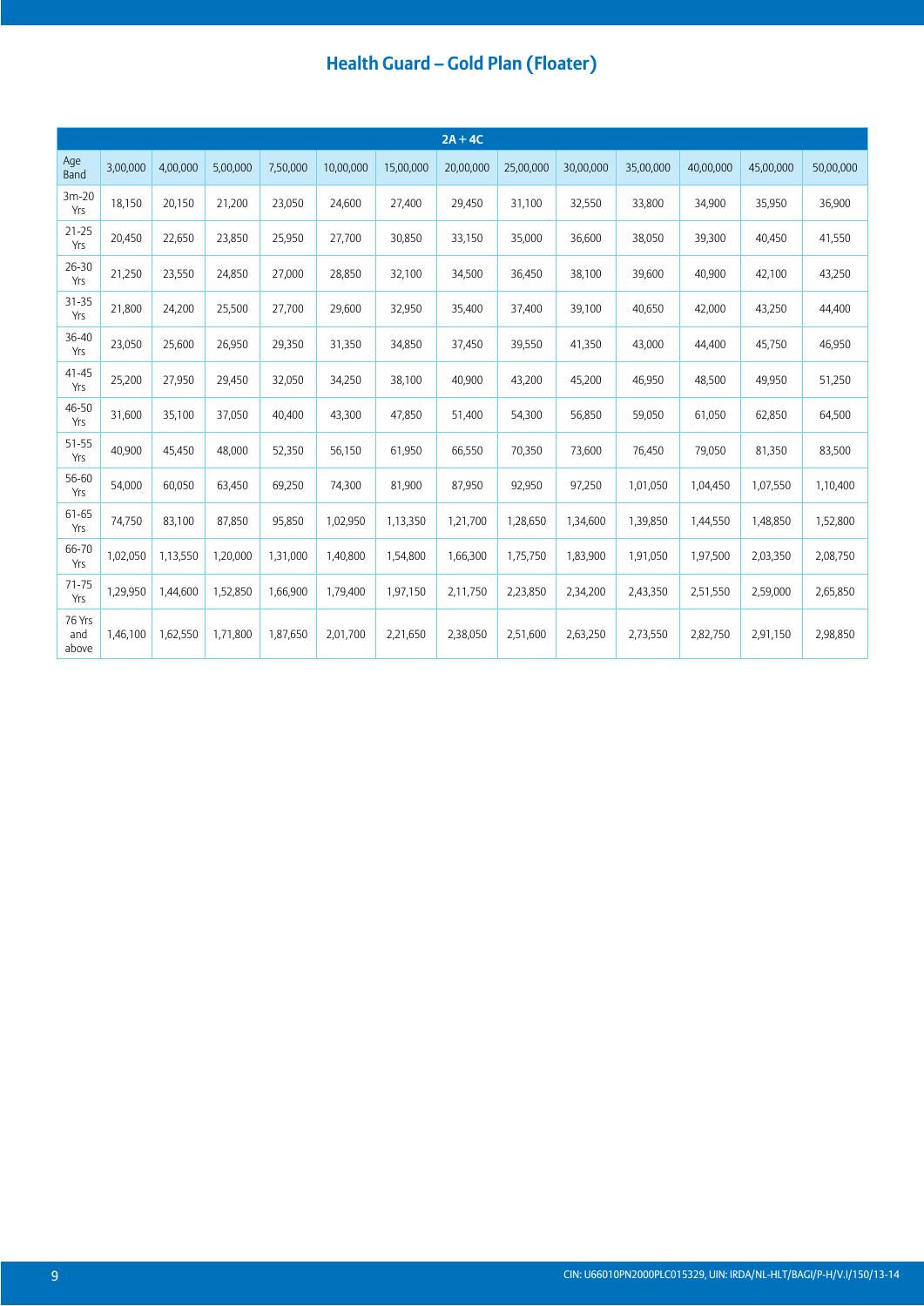## Health Guard – Gold Plan (Floater)

| 2A + 4C | | | | | | | | | | | | | |
|---|---|---|---|---|---|---|---|---|---|---|---|---|---|
| Age Band | 3,00,000 | 4,00,000 | 5,00,000 | 7,50,000 | 10,00,000 | 15,00,000 | 20,00,000 | 25,00,000 | 30,00,000 | 35,00,000 | 40,00,000 | 45,00,000 | 50,00,000 |
| 3m-20 Yrs | 18,150 | 20,150 | 21,200 | 23,050 | 24,600 | 27,400 | 29,450 | 31,100 | 32,550 | 33,800 | 34,900 | 35,950 | 36,900 |
| 21-25 Yrs | 20,450 | 22,650 | 23,850 | 25,950 | 27,700 | 30,850 | 33,150 | 35,000 | 36,600 | 38,050 | 39,300 | 40,450 | 41,550 |
| 26-30 Yrs | 21,250 | 23,550 | 24,850 | 27,000 | 28,850 | 32,100 | 34,500 | 36,450 | 38,100 | 39,600 | 40,900 | 42,100 | 43,250 |
| 31-35 Yrs | 21,800 | 24,200 | 25,500 | 27,700 | 29,600 | 32,950 | 35,400 | 37,400 | 39,100 | 40,650 | 42,000 | 43,250 | 44,400 |
| 36-40 Yrs | 23,050 | 25,600 | 26,950 | 29,350 | 31,350 | 34,850 | 37,450 | 39,550 | 41,350 | 43,000 | 44,400 | 45,750 | 46,950 |
| 41-45 Yrs | 25,200 | 27,950 | 29,450 | 32,050 | 34,250 | 38,100 | 40,900 | 43,200 | 45,200 | 46,950 | 48,500 | 49,950 | 51,250 |
| 46-50 Yrs | 31,600 | 35,100 | 37,050 | 40,400 | 43,300 | 47,850 | 51,400 | 54,300 | 56,850 | 59,050 | 61,050 | 62,850 | 64,500 |
| 51-55 Yrs | 40,900 | 45,450 | 48,000 | 52,350 | 56,150 | 61,950 | 66,550 | 70,350 | 73,600 | 76,450 | 79,050 | 81,350 | 83,500 |
| 56-60 Yrs | 54,000 | 60,050 | 63,450 | 69,250 | 74,300 | 81,900 | 87,950 | 92,950 | 97,250 | 1,01,050 | 1,04,450 | 1,07,550 | 1,10,400 |
| 61-65 Yrs | 74,750 | 83,100 | 87,850 | 95,850 | 1,02,950 | 1,13,350 | 1,21,700 | 1,28,650 | 1,34,600 | 1,39,850 | 1,44,550 | 1,48,850 | 1,52,800 |
| 66-70 Yrs | 1,02,050 | 1,13,550 | 1,20,000 | 1,31,000 | 1,40,800 | 1,54,800 | 1,66,300 | 1,75,750 | 1,83,900 | 1,91,050 | 1,97,500 | 2,03,350 | 2,08,750 |
| 71-75 Yrs | 1,29,950 | 1,44,600 | 1,52,850 | 1,66,900 | 1,79,400 | 1,97,150 | 2,11,750 | 2,23,850 | 2,34,200 | 2,43,350 | 2,51,550 | 2,59,000 | 2,65,850 |
| 76 Yrs and above | 1,46,100 | 1,62,550 | 1,71,800 | 1,87,650 | 2,01,700 | 2,21,650 | 2,38,050 | 2,51,600 | 2,63,250 | 2,73,550 | 2,82,750 | 2,91,150 | 2,98,850 |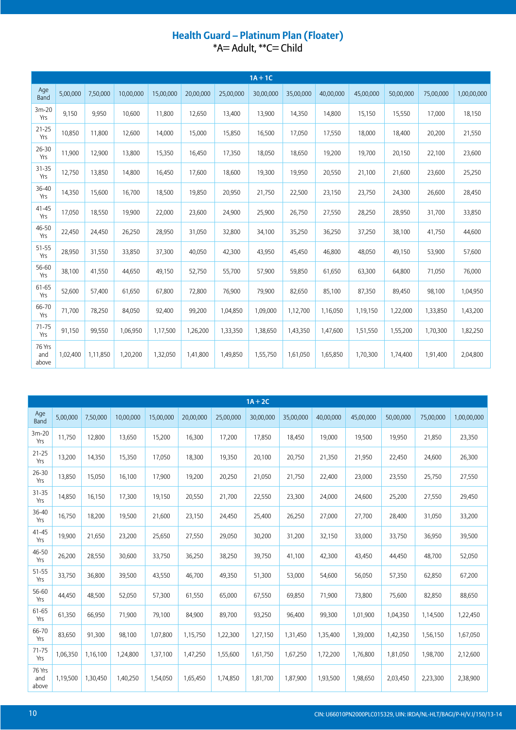## Health Guard – Platinum Plan (Floater)

*A= Adult, **C= Child

| 1A + 1C | | | | | | | | | | | | | |
|---|---|---|---|---|---|---|---|---|---|---|---|---|---|
| Age Band | 5,00,000 | 7,50,000 | 10,00,000 | 15,00,000 | 20,00,000 | 25,00,000 | 30,00,000 | 35,00,000 | 40,00,000 | 45,00,000 | 50,00,000 | 75,00,000 | 1,00,00,000 |
| 3m-20 Yrs | 9,150 | 9,950 | 10,600 | 11,800 | 12,650 | 13,400 | 13,900 | 14,350 | 14,800 | 15,150 | 15,550 | 17,000 | 18,150 |
| 21-25 Yrs | 10,850 | 11,800 | 12,600 | 14,000 | 15,000 | 15,850 | 16,500 | 17,050 | 17,550 | 18,000 | 18,400 | 20,200 | 21,550 |
| 26-30 Yrs | 11,900 | 12,900 | 13,800 | 15,350 | 16,450 | 17,350 | 18,050 | 18,650 | 19,200 | 19,700 | 20,150 | 22,100 | 23,600 |
| 31-35 Yrs | 12,750 | 13,850 | 14,800 | 16,450 | 17,600 | 18,600 | 19,300 | 19,950 | 20,550 | 21,100 | 21,600 | 23,600 | 25,250 |
| 36-40 Yrs | 14,350 | 15,600 | 16,700 | 18,500 | 19,850 | 20,950 | 21,750 | 22,500 | 23,150 | 23,750 | 24,300 | 26,600 | 28,450 |
| 41-45 Yrs | 17,050 | 18,550 | 19,900 | 22,000 | 23,600 | 24,900 | 25,900 | 26,750 | 27,550 | 28,250 | 28,950 | 31,700 | 33,850 |
| 46-50 Yrs | 22,450 | 24,450 | 26,250 | 28,950 | 31,050 | 32,800 | 34,100 | 35,250 | 36,250 | 37,250 | 38,100 | 41,750 | 44,600 |
| 51-55 Yrs | 28,950 | 31,550 | 33,850 | 37,300 | 40,050 | 42,300 | 43,950 | 45,450 | 46,800 | 48,050 | 49,150 | 53,900 | 57,600 |
| 56-60 Yrs | 38,100 | 41,550 | 44,650 | 49,150 | 52,750 | 55,700 | 57,900 | 59,850 | 61,650 | 63,300 | 64,800 | 71,050 | 76,000 |
| 61-65 Yrs | 52,600 | 57,400 | 61,650 | 67,800 | 72,800 | 76,900 | 79,900 | 82,650 | 85,100 | 87,350 | 89,450 | 98,100 | 1,04,950 |
| 66-70 Yrs | 71,700 | 78,250 | 84,050 | 92,400 | 99,200 | 1,04,850 | 1,09,000 | 1,12,700 | 1,16,050 | 1,19,150 | 1,22,000 | 1,33,850 | 1,43,200 |
| 71-75 Yrs | 91,150 | 99,550 | 1,06,950 | 1,17,500 | 1,26,200 | 1,33,350 | 1,38,650 | 1,43,350 | 1,47,600 | 1,51,550 | 1,55,200 | 1,70,300 | 1,82,250 |
| 76 Yrs and above | 1,02,400 | 1,11,850 | 1,20,200 | 1,32,050 | 1,41,800 | 1,49,850 | 1,55,750 | 1,61,050 | 1,65,850 | 1,70,300 | 1,74,400 | 1,91,400 | 2,04,800 |

| 1A + 2C | | | | | | | | | | | | | |
|---|---|---|---|---|---|---|---|---|---|---|---|---|---|
| Age Band | 5,00,000 | 7,50,000 | 10,00,000 | 15,00,000 | 20,00,000 | 25,00,000 | 30,00,000 | 35,00,000 | 40,00,000 | 45,00,000 | 50,00,000 | 75,00,000 | 1,00,00,000 |
| 3m-20 Yrs | 11,750 | 12,800 | 13,650 | 15,200 | 16,300 | 17,200 | 17,850 | 18,450 | 19,000 | 19,500 | 19,950 | 21,850 | 23,350 |
| 21-25 Yrs | 13,200 | 14,350 | 15,350 | 17,050 | 18,300 | 19,350 | 20,100 | 20,750 | 21,350 | 21,950 | 22,450 | 24,600 | 26,300 |
| 26-30 Yrs | 13,850 | 15,050 | 16,100 | 17,900 | 19,200 | 20,250 | 21,050 | 21,750 | 22,400 | 23,000 | 23,550 | 25,750 | 27,550 |
| 31-35 Yrs | 14,850 | 16,150 | 17,300 | 19,150 | 20,550 | 21,700 | 22,550 | 23,300 | 24,000 | 24,600 | 25,200 | 27,550 | 29,450 |
| 36-40 Yrs | 16,750 | 18,200 | 19,500 | 21,600 | 23,150 | 24,450 | 25,400 | 26,250 | 27,000 | 27,700 | 28,400 | 31,050 | 33,200 |
| 41-45 Yrs | 19,900 | 21,650 | 23,200 | 25,650 | 27,550 | 29,050 | 30,200 | 31,200 | 32,150 | 33,000 | 33,750 | 36,950 | 39,500 |
| 46-50 Yrs | 26,200 | 28,550 | 30,600 | 33,750 | 36,250 | 38,250 | 39,750 | 41,100 | 42,300 | 43,450 | 44,450 | 48,700 | 52,050 |
| 51-55 Yrs | 33,750 | 36,800 | 39,500 | 43,550 | 46,700 | 49,350 | 51,300 | 53,000 | 54,600 | 56,050 | 57,350 | 62,850 | 67,200 |
| 56-60 Yrs | 44,450 | 48,500 | 52,050 | 57,300 | 61,550 | 65,000 | 67,550 | 69,850 | 71,900 | 73,800 | 75,600 | 82,850 | 88,650 |
| 61-65 Yrs | 61,350 | 66,950 | 71,900 | 79,100 | 84,900 | 89,700 | 93,250 | 96,400 | 99,300 | 1,01,900 | 1,04,350 | 1,14,500 | 1,22,450 |
| 66-70 Yrs | 83,650 | 91,300 | 98,100 | 1,07,800 | 1,15,750 | 1,22,300 | 1,27,150 | 1,31,450 | 1,35,400 | 1,39,000 | 1,42,350 | 1,56,150 | 1,67,050 |
| 71-75 Yrs | 1,06,350 | 1,16,100 | 1,24,800 | 1,37,100 | 1,47,250 | 1,55,600 | 1,61,750 | 1,67,250 | 1,72,200 | 1,76,800 | 1,81,050 | 1,98,700 | 2,12,600 |
| 76 Yrs and above | 1,19,500 | 1,30,450 | 1,40,250 | 1,54,050 | 1,65,450 | 1,74,850 | 1,81,700 | 1,87,900 | 1,93,500 | 1,98,650 | 2,03,450 | 2,23,300 | 2,38,900 |

CIN: U66010PN2000PLC015329, UIN: IRDA/NL-HLT/BAGI/P-H/V.I/150/13-14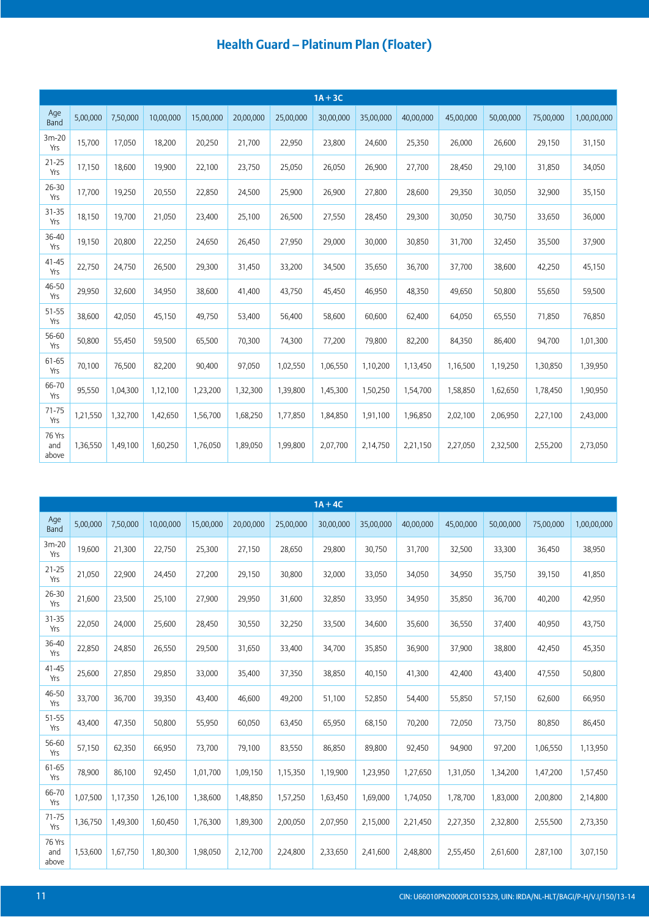## Health Guard – Platinum Plan (Floater)

| 1A + 3C | | | | | | | | | | | | | |
|---|---|---|---|---|---|---|---|---|---|---|---|---|---|
| Age Band | 5,00,000 | 7,50,000 | 10,00,000 | 15,00,000 | 20,00,000 | 25,00,000 | 30,00,000 | 35,00,000 | 40,00,000 | 45,00,000 | 50,00,000 | 75,00,000 | 1,00,00,000 |
| 3m-20 Yrs | 15,700 | 17,050 | 18,200 | 20,250 | 21,700 | 22,950 | 23,800 | 24,600 | 25,350 | 26,000 | 26,600 | 29,150 | 31,150 |
| 21-25 Yrs | 17,150 | 18,600 | 19,900 | 22,100 | 23,750 | 25,050 | 26,050 | 26,900 | 27,700 | 28,450 | 29,100 | 31,850 | 34,050 |
| 26-30 Yrs | 17,700 | 19,250 | 20,550 | 22,850 | 24,500 | 25,900 | 26,900 | 27,800 | 28,600 | 29,350 | 30,050 | 32,900 | 35,150 |
| 31-35 Yrs | 18,150 | 19,700 | 21,050 | 23,400 | 25,100 | 26,500 | 27,550 | 28,450 | 29,300 | 30,050 | 30,750 | 33,650 | 36,000 |
| 36-40 Yrs | 19,150 | 20,800 | 22,250 | 24,650 | 26,450 | 27,950 | 29,000 | 30,000 | 30,850 | 31,700 | 32,450 | 35,500 | 37,900 |
| 41-45 Yrs | 22,750 | 24,750 | 26,500 | 29,300 | 31,450 | 33,200 | 34,500 | 35,650 | 36,700 | 37,700 | 38,600 | 42,250 | 45,150 |
| 46-50 Yrs | 29,950 | 32,600 | 34,950 | 38,600 | 41,400 | 43,750 | 45,450 | 46,950 | 48,350 | 49,650 | 50,800 | 55,650 | 59,500 |
| 51-55 Yrs | 38,600 | 42,050 | 45,150 | 49,750 | 53,400 | 56,400 | 58,600 | 60,600 | 62,400 | 64,050 | 65,550 | 71,850 | 76,850 |
| 56-60 Yrs | 50,800 | 55,450 | 59,500 | 65,500 | 70,300 | 74,300 | 77,200 | 79,800 | 82,200 | 84,350 | 86,400 | 94,700 | 1,01,300 |
| 61-65 Yrs | 70,100 | 76,500 | 82,200 | 90,400 | 97,050 | 1,02,550 | 1,06,550 | 1,10,200 | 1,13,450 | 1,16,500 | 1,19,250 | 1,30,850 | 1,39,950 |
| 66-70 Yrs | 95,550 | 1,04,300 | 1,12,100 | 1,23,200 | 1,32,300 | 1,39,800 | 1,45,300 | 1,50,250 | 1,54,700 | 1,58,850 | 1,62,650 | 1,78,450 | 1,90,950 |
| 71-75 Yrs | 1,21,550 | 1,32,700 | 1,42,650 | 1,56,700 | 1,68,250 | 1,77,850 | 1,84,850 | 1,91,100 | 1,96,850 | 2,02,100 | 2,06,950 | 2,27,100 | 2,43,000 |
| 76 Yrs and above | 1,36,550 | 1,49,100 | 1,60,250 | 1,76,050 | 1,89,050 | 1,99,800 | 2,07,700 | 2,14,750 | 2,21,150 | 2,27,050 | 2,32,500 | 2,55,200 | 2,73,050 |

| 1A + 4C | | | | | | | | | | | | | |
|---|---|---|---|---|---|---|---|---|---|---|---|---|---|
| Age Band | 5,00,000 | 7,50,000 | 10,00,000 | 15,00,000 | 20,00,000 | 25,00,000 | 30,00,000 | 35,00,000 | 40,00,000 | 45,00,000 | 50,00,000 | 75,00,000 | 1,00,00,000 |
| 3m-20 Yrs | 19,600 | 21,300 | 22,750 | 25,300 | 27,150 | 28,650 | 29,800 | 30,750 | 31,700 | 32,500 | 33,300 | 36,450 | 38,950 |
| 21-25 Yrs | 21,050 | 22,900 | 24,450 | 27,200 | 29,150 | 30,800 | 32,000 | 33,050 | 34,050 | 34,950 | 35,750 | 39,150 | 41,850 |
| 26-30 Yrs | 21,600 | 23,500 | 25,100 | 27,900 | 29,950 | 31,600 | 32,850 | 33,950 | 34,950 | 35,850 | 36,700 | 40,200 | 42,950 |
| 31-35 Yrs | 22,050 | 24,000 | 25,600 | 28,450 | 30,550 | 32,250 | 33,500 | 34,600 | 35,600 | 36,550 | 37,400 | 40,950 | 43,750 |
| 36-40 Yrs | 22,850 | 24,850 | 26,550 | 29,500 | 31,650 | 33,400 | 34,700 | 35,850 | 36,900 | 37,900 | 38,800 | 42,450 | 45,350 |
| 41-45 Yrs | 25,600 | 27,850 | 29,850 | 33,000 | 35,400 | 37,350 | 38,850 | 40,150 | 41,300 | 42,400 | 43,400 | 47,550 | 50,800 |
| 46-50 Yrs | 33,700 | 36,700 | 39,350 | 43,400 | 46,600 | 49,200 | 51,100 | 52,850 | 54,400 | 55,850 | 57,150 | 62,600 | 66,950 |
| 51-55 Yrs | 43,400 | 47,350 | 50,800 | 55,950 | 60,050 | 63,450 | 65,950 | 68,150 | 70,200 | 72,050 | 73,750 | 80,850 | 86,450 |
| 56-60 Yrs | 57,150 | 62,350 | 66,950 | 73,700 | 79,100 | 83,550 | 86,850 | 89,800 | 92,450 | 94,900 | 97,200 | 1,06,550 | 1,13,950 |
| 61-65 Yrs | 78,900 | 86,100 | 92,450 | 1,01,700 | 1,09,150 | 1,15,350 | 1,19,900 | 1,23,950 | 1,27,650 | 1,31,050 | 1,34,200 | 1,47,200 | 1,57,450 |
| 66-70 Yrs | 1,07,500 | 1,17,350 | 1,26,100 | 1,38,600 | 1,48,850 | 1,57,250 | 1,63,450 | 1,69,000 | 1,74,050 | 1,78,700 | 1,83,000 | 2,00,800 | 2,14,800 |
| 71-75 Yrs | 1,36,750 | 1,49,300 | 1,60,450 | 1,76,300 | 1,89,300 | 2,00,050 | 2,07,950 | 2,15,000 | 2,21,450 | 2,27,350 | 2,32,800 | 2,55,500 | 2,73,350 |
| 76 Yrs and above | 1,53,600 | 1,67,750 | 1,80,300 | 1,98,050 | 2,12,700 | 2,24,800 | 2,33,650 | 2,41,600 | 2,48,800 | 2,55,450 | 2,61,600 | 2,87,100 | 3,07,150 |

CIN: U66010PN2000PLC015329, UIN: IRDA/NL-HLT/BAGI/P-H/V.I/150/13-14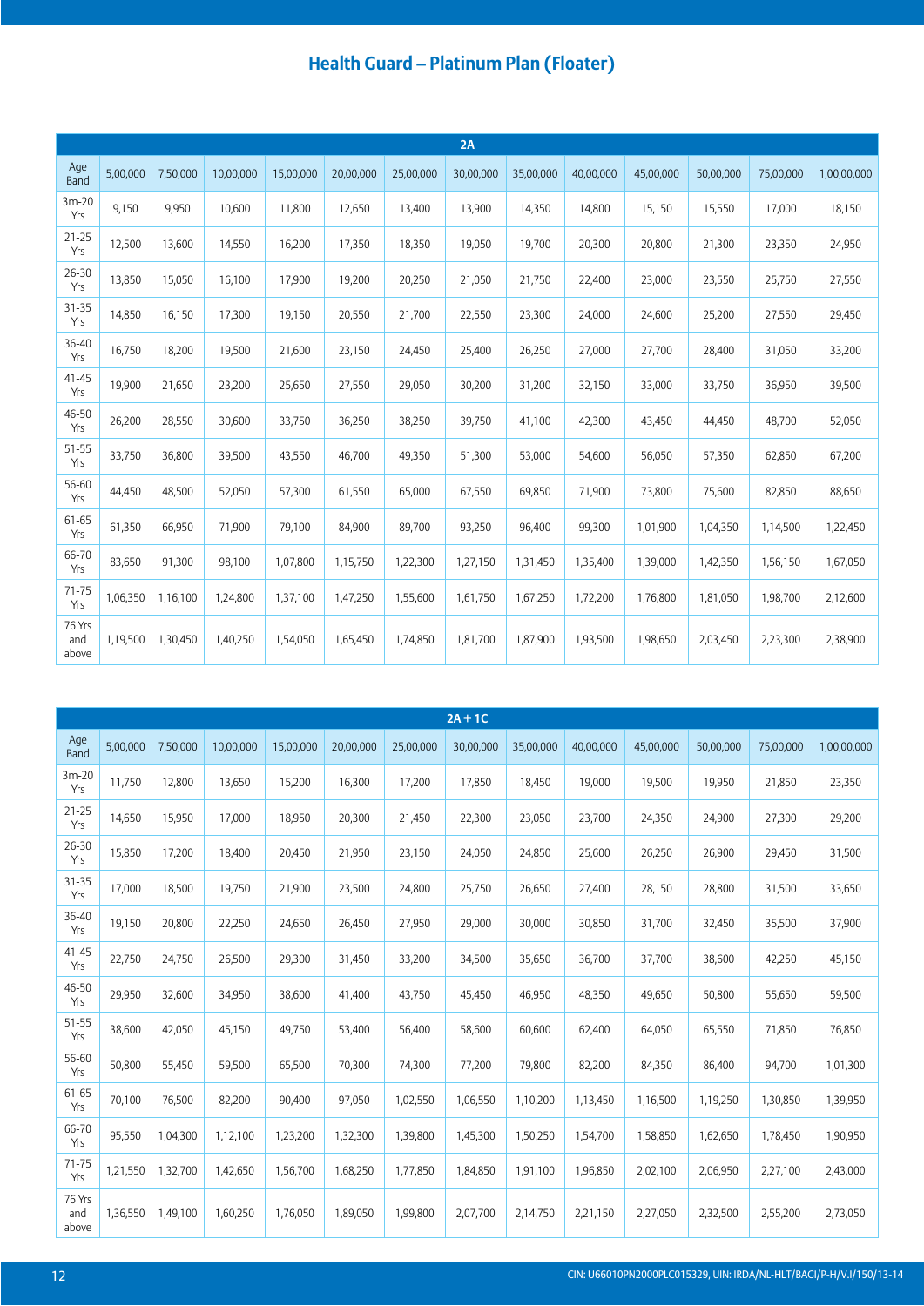# Health Guard – Platinum Plan (Floater)

| 2A | | | | | | | | | | | | | |
|---|---|---|---|---|---|---|---|---|---|---|---|---|---|
| Age Band | 5,00,000 | 7,50,000 | 10,00,000 | 15,00,000 | 20,00,000 | 25,00,000 | 30,00,000 | 35,00,000 | 40,00,000 | 45,00,000 | 50,00,000 | 75,00,000 | 1,00,00,000 |
| 3m-20 Yrs | 9,150 | 9,950 | 10,600 | 11,800 | 12,650 | 13,400 | 13,900 | 14,350 | 14,800 | 15,150 | 15,550 | 17,000 | 18,150 |
| 21-25 Yrs | 12,500 | 13,600 | 14,550 | 16,200 | 17,350 | 18,350 | 19,050 | 19,700 | 20,300 | 20,800 | 21,300 | 23,350 | 24,950 |
| 26-30 Yrs | 13,850 | 15,050 | 16,100 | 17,900 | 19,200 | 20,250 | 21,050 | 21,750 | 22,400 | 23,000 | 23,550 | 25,750 | 27,550 |
| 31-35 Yrs | 14,850 | 16,150 | 17,300 | 19,150 | 20,550 | 21,700 | 22,550 | 23,300 | 24,000 | 24,600 | 25,200 | 27,550 | 29,450 |
| 36-40 Yrs | 16,750 | 18,200 | 19,500 | 21,600 | 23,150 | 24,450 | 25,400 | 26,250 | 27,000 | 27,700 | 28,400 | 31,050 | 33,200 |
| 41-45 Yrs | 19,900 | 21,650 | 23,200 | 25,650 | 27,550 | 29,050 | 30,200 | 31,200 | 32,150 | 33,000 | 33,750 | 36,950 | 39,500 |
| 46-50 Yrs | 26,200 | 28,550 | 30,600 | 33,750 | 36,250 | 38,250 | 39,750 | 41,100 | 42,300 | 43,450 | 44,450 | 48,700 | 52,050 |
| 51-55 Yrs | 33,750 | 36,800 | 39,500 | 43,550 | 46,700 | 49,350 | 51,300 | 53,000 | 54,600 | 56,050 | 57,350 | 62,850 | 67,200 |
| 56-60 Yrs | 44,450 | 48,500 | 52,050 | 57,300 | 61,550 | 65,000 | 67,550 | 69,850 | 71,900 | 73,800 | 75,600 | 82,850 | 88,650 |
| 61-65 Yrs | 61,350 | 66,950 | 71,900 | 79,100 | 84,900 | 89,700 | 93,250 | 96,400 | 99,300 | 1,01,900 | 1,04,350 | 1,14,500 | 1,22,450 |
| 66-70 Yrs | 83,650 | 91,300 | 98,100 | 1,07,800 | 1,15,750 | 1,22,300 | 1,27,150 | 1,31,450 | 1,35,400 | 1,39,000 | 1,42,350 | 1,56,150 | 1,67,050 |
| 71-75 Yrs | 1,06,350 | 1,16,100 | 1,24,800 | 1,37,100 | 1,47,250 | 1,55,600 | 1,61,750 | 1,67,250 | 1,72,200 | 1,76,800 | 1,81,050 | 1,98,700 | 2,12,600 |
| 76 Yrs and above | 1,19,500 | 1,30,450 | 1,40,250 | 1,54,050 | 1,65,450 | 1,74,850 | 1,81,700 | 1,87,900 | 1,93,500 | 1,98,650 | 2,03,450 | 2,23,300 | 2,38,900 |

| 2A + 1C | | | | | | | | | | | | | |
|---|---|---|---|---|---|---|---|---|---|---|---|---|---|
| Age Band | 5,00,000 | 7,50,000 | 10,00,000 | 15,00,000 | 20,00,000 | 25,00,000 | 30,00,000 | 35,00,000 | 40,00,000 | 45,00,000 | 50,00,000 | 75,00,000 | 1,00,00,000 |
| 3m-20 Yrs | 11,750 | 12,800 | 13,650 | 15,200 | 16,300 | 17,200 | 17,850 | 18,450 | 19,000 | 19,500 | 19,950 | 21,850 | 23,350 |
| 21-25 Yrs | 14,650 | 15,950 | 17,000 | 18,950 | 20,300 | 21,450 | 22,300 | 23,050 | 23,700 | 24,350 | 24,900 | 27,300 | 29,200 |
| 26-30 Yrs | 15,850 | 17,200 | 18,400 | 20,450 | 21,950 | 23,150 | 24,050 | 24,850 | 25,600 | 26,250 | 26,900 | 29,450 | 31,500 |
| 31-35 Yrs | 17,000 | 18,500 | 19,750 | 21,900 | 23,500 | 24,800 | 25,750 | 26,650 | 27,400 | 28,150 | 28,800 | 31,500 | 33,650 |
| 36-40 Yrs | 19,150 | 20,800 | 22,250 | 24,650 | 26,450 | 27,950 | 29,000 | 30,000 | 30,850 | 31,700 | 32,450 | 35,500 | 37,900 |
| 41-45 Yrs | 22,750 | 24,750 | 26,500 | 29,300 | 31,450 | 33,200 | 34,500 | 35,650 | 36,700 | 37,700 | 38,600 | 42,250 | 45,150 |
| 46-50 Yrs | 29,950 | 32,600 | 34,950 | 38,600 | 41,400 | 43,750 | 45,450 | 46,950 | 48,350 | 49,650 | 50,800 | 55,650 | 59,500 |
| 51-55 Yrs | 38,600 | 42,050 | 45,150 | 49,750 | 53,400 | 56,400 | 58,600 | 60,600 | 62,400 | 64,050 | 65,550 | 71,850 | 76,850 |
| 56-60 Yrs | 50,800 | 55,450 | 59,500 | 65,500 | 70,300 | 74,300 | 77,200 | 79,800 | 82,200 | 84,350 | 86,400 | 94,700 | 1,01,300 |
| 61-65 Yrs | 70,100 | 76,500 | 82,200 | 90,400 | 97,050 | 1,02,550 | 1,06,550 | 1,10,200 | 1,13,450 | 1,16,500 | 1,19,250 | 1,30,850 | 1,39,950 |
| 66-70 Yrs | 95,550 | 1,04,300 | 1,12,100 | 1,23,200 | 1,32,300 | 1,39,800 | 1,45,300 | 1,50,250 | 1,54,700 | 1,58,850 | 1,62,650 | 1,78,450 | 1,90,950 |
| 71-75 Yrs | 1,21,550 | 1,32,700 | 1,42,650 | 1,56,700 | 1,68,250 | 1,77,850 | 1,84,850 | 1,91,100 | 1,96,850 | 2,02,100 | 2,06,950 | 2,27,100 | 2,43,000 |
| 76 Yrs and above | 1,36,550 | 1,49,100 | 1,60,250 | 1,76,050 | 1,89,050 | 1,99,800 | 2,07,700 | 2,14,750 | 2,21,150 | 2,27,050 | 2,32,500 | 2,55,200 | 2,73,050 |

CIN: U66010PN2000PLC015329, UIN: IRDA/NL-HLT/BAGI/P-H/V.I/150/13-14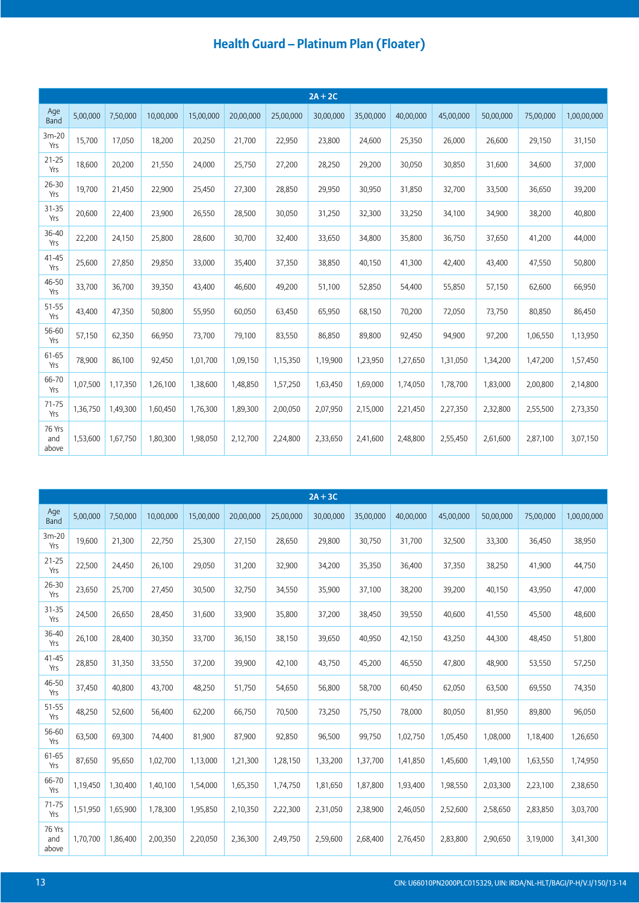## Health Guard – Platinum Plan (Floater)

| 2A + 2C | | | | | | | | | | | | | |
|---|---|---|---|---|---|---|---|---|---|---|---|---|---|
| Age Band | 5,00,000 | 7,50,000 | 10,00,000 | 15,00,000 | 20,00,000 | 25,00,000 | 30,00,000 | 35,00,000 | 40,00,000 | 45,00,000 | 50,00,000 | 75,00,000 | 1,00,00,000 |
| 3m-20 Yrs | 15,700 | 17,050 | 18,200 | 20,250 | 21,700 | 22,950 | 23,800 | 24,600 | 25,350 | 26,000 | 26,600 | 29,150 | 31,150 |
| 21-25 Yrs | 18,600 | 20,200 | 21,550 | 24,000 | 25,750 | 27,200 | 28,250 | 29,200 | 30,050 | 30,850 | 31,600 | 34,600 | 37,000 |
| 26-30 Yrs | 19,700 | 21,450 | 22,900 | 25,450 | 27,300 | 28,850 | 29,950 | 30,950 | 31,850 | 32,700 | 33,500 | 36,650 | 39,200 |
| 31-35 Yrs | 20,600 | 22,400 | 23,900 | 26,550 | 28,500 | 30,050 | 31,250 | 32,300 | 33,250 | 34,100 | 34,900 | 38,200 | 40,800 |
| 36-40 Yrs | 22,200 | 24,150 | 25,800 | 28,600 | 30,700 | 32,400 | 33,650 | 34,800 | 35,800 | 36,750 | 37,650 | 41,200 | 44,000 |
| 41-45 Yrs | 25,600 | 27,850 | 29,850 | 33,000 | 35,400 | 37,350 | 38,850 | 40,150 | 41,300 | 42,400 | 43,400 | 47,550 | 50,800 |
| 46-50 Yrs | 33,700 | 36,700 | 39,350 | 43,400 | 46,600 | 49,200 | 51,100 | 52,850 | 54,400 | 55,850 | 57,150 | 62,600 | 66,950 |
| 51-55 Yrs | 43,400 | 47,350 | 50,800 | 55,950 | 60,050 | 63,450 | 65,950 | 68,150 | 70,200 | 72,050 | 73,750 | 80,850 | 86,450 |
| 56-60 Yrs | 57,150 | 62,350 | 66,950 | 73,700 | 79,100 | 83,550 | 86,850 | 89,800 | 92,450 | 94,900 | 97,200 | 1,06,550 | 1,13,950 |
| 61-65 Yrs | 78,900 | 86,100 | 92,450 | 1,01,700 | 1,09,150 | 1,15,350 | 1,19,900 | 1,23,950 | 1,27,650 | 1,31,050 | 1,34,200 | 1,47,200 | 1,57,450 |
| 66-70 Yrs | 1,07,500 | 1,17,350 | 1,26,100 | 1,38,600 | 1,48,850 | 1,57,250 | 1,63,450 | 1,69,000 | 1,74,050 | 1,78,700 | 1,83,000 | 2,00,800 | 2,14,800 |
| 71-75 Yrs | 1,36,750 | 1,49,300 | 1,60,450 | 1,76,300 | 1,89,300 | 2,00,050 | 2,07,950 | 2,15,000 | 2,21,450 | 2,27,350 | 2,32,800 | 2,55,500 | 2,73,350 |
| 76 Yrs and above | 1,53,600 | 1,67,750 | 1,80,300 | 1,98,050 | 2,12,700 | 2,24,800 | 2,33,650 | 2,41,600 | 2,48,800 | 2,55,450 | 2,61,600 | 2,87,100 | 3,07,150 |

| 2A + 3C | | | | | | | | | | | | | |
|---|---|---|---|---|---|---|---|---|---|---|---|---|---|
| Age Band | 5,00,000 | 7,50,000 | 10,00,000 | 15,00,000 | 20,00,000 | 25,00,000 | 30,00,000 | 35,00,000 | 40,00,000 | 45,00,000 | 50,00,000 | 75,00,000 | 1,00,00,000 |
| 3m-20 Yrs | 19,600 | 21,300 | 22,750 | 25,300 | 27,150 | 28,650 | 29,800 | 30,750 | 31,700 | 32,500 | 33,300 | 36,450 | 38,950 |
| 21-25 Yrs | 22,500 | 24,450 | 26,100 | 29,050 | 31,200 | 32,900 | 34,200 | 35,350 | 36,400 | 37,350 | 38,250 | 41,900 | 44,750 |
| 26-30 Yrs | 23,650 | 25,700 | 27,450 | 30,500 | 32,750 | 34,550 | 35,900 | 37,100 | 38,200 | 39,200 | 40,150 | 43,950 | 47,000 |
| 31-35 Yrs | 24,500 | 26,650 | 28,450 | 31,600 | 33,900 | 35,800 | 37,200 | 38,450 | 39,550 | 40,600 | 41,550 | 45,500 | 48,600 |
| 36-40 Yrs | 26,100 | 28,400 | 30,350 | 33,700 | 36,150 | 38,150 | 39,650 | 40,950 | 42,150 | 43,250 | 44,300 | 48,450 | 51,800 |
| 41-45 Yrs | 28,850 | 31,350 | 33,550 | 37,200 | 39,900 | 42,100 | 43,750 | 45,200 | 46,550 | 47,800 | 48,900 | 53,550 | 57,250 |
| 46-50 Yrs | 37,450 | 40,800 | 43,700 | 48,250 | 51,750 | 54,650 | 56,800 | 58,700 | 60,450 | 62,050 | 63,500 | 69,550 | 74,350 |
| 51-55 Yrs | 48,250 | 52,600 | 56,400 | 62,200 | 66,750 | 70,500 | 73,250 | 75,750 | 78,000 | 80,050 | 81,950 | 89,800 | 96,050 |
| 56-60 Yrs | 63,500 | 69,300 | 74,400 | 81,900 | 87,900 | 92,850 | 96,500 | 99,750 | 1,02,750 | 1,05,450 | 1,08,000 | 1,18,400 | 1,26,650 |
| 61-65 Yrs | 87,650 | 95,650 | 1,02,700 | 1,13,000 | 1,21,300 | 1,28,150 | 1,33,200 | 1,37,700 | 1,41,850 | 1,45,600 | 1,49,100 | 1,63,550 | 1,74,950 |
| 66-70 Yrs | 1,19,450 | 1,30,400 | 1,40,100 | 1,54,000 | 1,65,350 | 1,74,750 | 1,81,650 | 1,87,800 | 1,93,400 | 1,98,550 | 2,03,300 | 2,23,100 | 2,38,650 |
| 71-75 Yrs | 1,51,950 | 1,65,900 | 1,78,300 | 1,95,850 | 2,10,350 | 2,22,300 | 2,31,050 | 2,38,900 | 2,46,050 | 2,52,600 | 2,58,650 | 2,83,850 | 3,03,700 |
| 76 Yrs and above | 1,70,700 | 1,86,400 | 2,00,350 | 2,20,050 | 2,36,300 | 2,49,750 | 2,59,600 | 2,68,400 | 2,76,450 | 2,83,800 | 2,90,650 | 3,19,000 | 3,41,300 |

CIN: U66010PN2000PLC015329, UIN: IRDA/NL-HLT/BAGI/P-H/V.I/150/13-14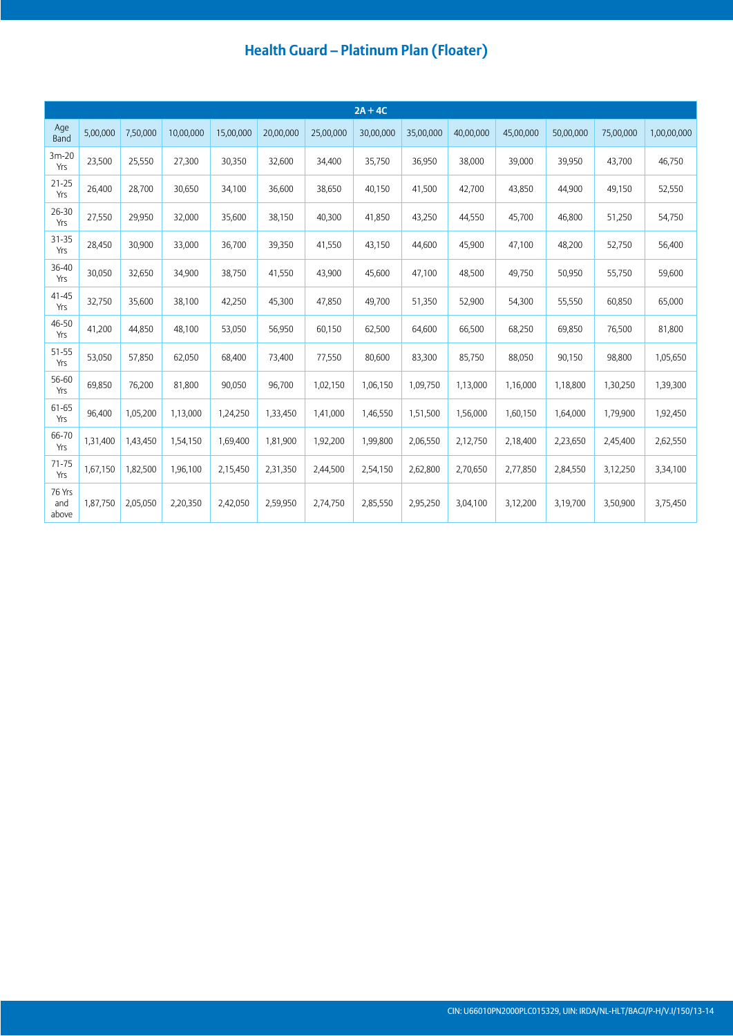## Health Guard – Platinum Plan (Floater)

| 2A + 4C | | | | | | | | | | | | | |
|---|---|---|---|---|---|---|---|---|---|---|---|---|---|
| Age Band | 5,00,000 | 7,50,000 | 10,00,000 | 15,00,000 | 20,00,000 | 25,00,000 | 30,00,000 | 35,00,000 | 40,00,000 | 45,00,000 | 50,00,000 | 75,00,000 | 1,00,00,000 |
| 3m-20 Yrs | 23,500 | 25,550 | 27,300 | 30,350 | 32,600 | 34,400 | 35,750 | 36,950 | 38,000 | 39,000 | 39,950 | 43,700 | 46,750 |
| 21-25 Yrs | 26,400 | 28,700 | 30,650 | 34,100 | 36,600 | 38,650 | 40,150 | 41,500 | 42,700 | 43,850 | 44,900 | 49,150 | 52,550 |
| 26-30 Yrs | 27,550 | 29,950 | 32,000 | 35,600 | 38,150 | 40,300 | 41,850 | 43,250 | 44,550 | 45,700 | 46,800 | 51,250 | 54,750 |
| 31-35 Yrs | 28,450 | 30,900 | 33,000 | 36,700 | 39,350 | 41,550 | 43,150 | 44,600 | 45,900 | 47,100 | 48,200 | 52,750 | 56,400 |
| 36-40 Yrs | 30,050 | 32,650 | 34,900 | 38,750 | 41,550 | 43,900 | 45,600 | 47,100 | 48,500 | 49,750 | 50,950 | 55,750 | 59,600 |
| 41-45 Yrs | 32,750 | 35,600 | 38,100 | 42,250 | 45,300 | 47,850 | 49,700 | 51,350 | 52,900 | 54,300 | 55,550 | 60,850 | 65,000 |
| 46-50 Yrs | 41,200 | 44,850 | 48,100 | 53,050 | 56,950 | 60,150 | 62,500 | 64,600 | 66,500 | 68,250 | 69,850 | 76,500 | 81,800 |
| 51-55 Yrs | 53,050 | 57,850 | 62,050 | 68,400 | 73,400 | 77,550 | 80,600 | 83,300 | 85,750 | 88,050 | 90,150 | 98,800 | 1,05,650 |
| 56-60 Yrs | 69,850 | 76,200 | 81,800 | 90,050 | 96,700 | 1,02,150 | 1,06,150 | 1,09,750 | 1,13,000 | 1,16,000 | 1,18,800 | 1,30,250 | 1,39,300 |
| 61-65 Yrs | 96,400 | 1,05,200 | 1,13,000 | 1,24,250 | 1,33,450 | 1,41,000 | 1,46,550 | 1,51,500 | 1,56,000 | 1,60,150 | 1,64,000 | 1,79,900 | 1,92,450 |
| 66-70 Yrs | 1,31,400 | 1,43,450 | 1,54,150 | 1,69,400 | 1,81,900 | 1,92,200 | 1,99,800 | 2,06,550 | 2,12,750 | 2,18,400 | 2,23,650 | 2,45,400 | 2,62,550 |
| 71-75 Yrs | 1,67,150 | 1,82,500 | 1,96,100 | 2,15,450 | 2,31,350 | 2,44,500 | 2,54,150 | 2,62,800 | 2,70,650 | 2,77,850 | 2,84,550 | 3,12,250 | 3,34,100 |
| 76 Yrs and above | 1,87,750 | 2,05,050 | 2,20,350 | 2,42,050 | 2,59,950 | 2,74,750 | 2,85,550 | 2,95,250 | 3,04,100 | 3,12,200 | 3,19,700 | 3,50,900 | 3,75,450 |

CIN: U66010PN2000PLC015329, UIN: IRDA/NL-HLT/BAGI/P-H/V.I/150/13-14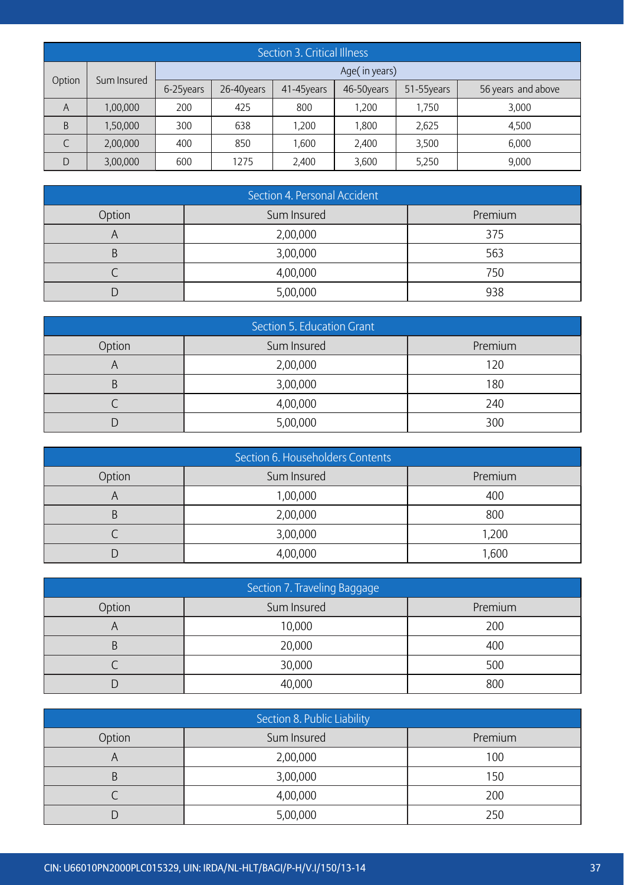| Section 3. Critical Illness | | | | | | | |
|---|---|---|---|---|---|---|---|
| Option | Sum Insured | Age( in years) | | | | | |
| | | 6-25years | 26-40years | 41-45years | 46-50years | 51-55years | 56 years and above |
| A | 1,00,000 | 200 | 425 | 800 | 1,200 | 1,750 | 3,000 |
| B | 1,50,000 | 300 | 638 | 1,200 | 1,800 | 2,625 | 4,500 |
| C | 2,00,000 | 400 | 850 | 1,600 | 2,400 | 3,500 | 6,000 |
| D | 3,00,000 | 600 | 1275 | 2,400 | 3,600 | 5,250 | 9,000 |

| Section 4. Personal Accident | | |
|---|---|---|
| Option | Sum Insured | Premium |
| A | 2,00,000 | 375 |
| B | 3,00,000 | 563 |
| C | 4,00,000 | 750 |
| D | 5,00,000 | 938 |

| Section 5. Education Grant | | |
|---|---|---|
| Option | Sum Insured | Premium |
| A | 2,00,000 | 120 |
| B | 3,00,000 | 180 |
| C | 4,00,000 | 240 |
| D | 5,00,000 | 300 |

| Section 6. Householders Contents | | |
|---|---|---|
| Option | Sum Insured | Premium |
| A | 1,00,000 | 400 |
| B | 2,00,000 | 800 |
| C | 3,00,000 | 1,200 |
| D | 4,00,000 | 1,600 |

| Section 7. Traveling Baggage | | |
|---|---|---|
| Option | Sum Insured | Premium |
| A | 10,000 | 200 |
| B | 20,000 | 400 |
| C | 30,000 | 500 |
| D | 40,000 | 800 |

| Section 8. Public Liability | | |
|---|---|---|
| Option | Sum Insured | Premium |
| A | 2,00,000 | 100 |
| B | 3,00,000 | 150 |
| C | 4,00,000 | 200 |
| D | 5,00,000 | 250 |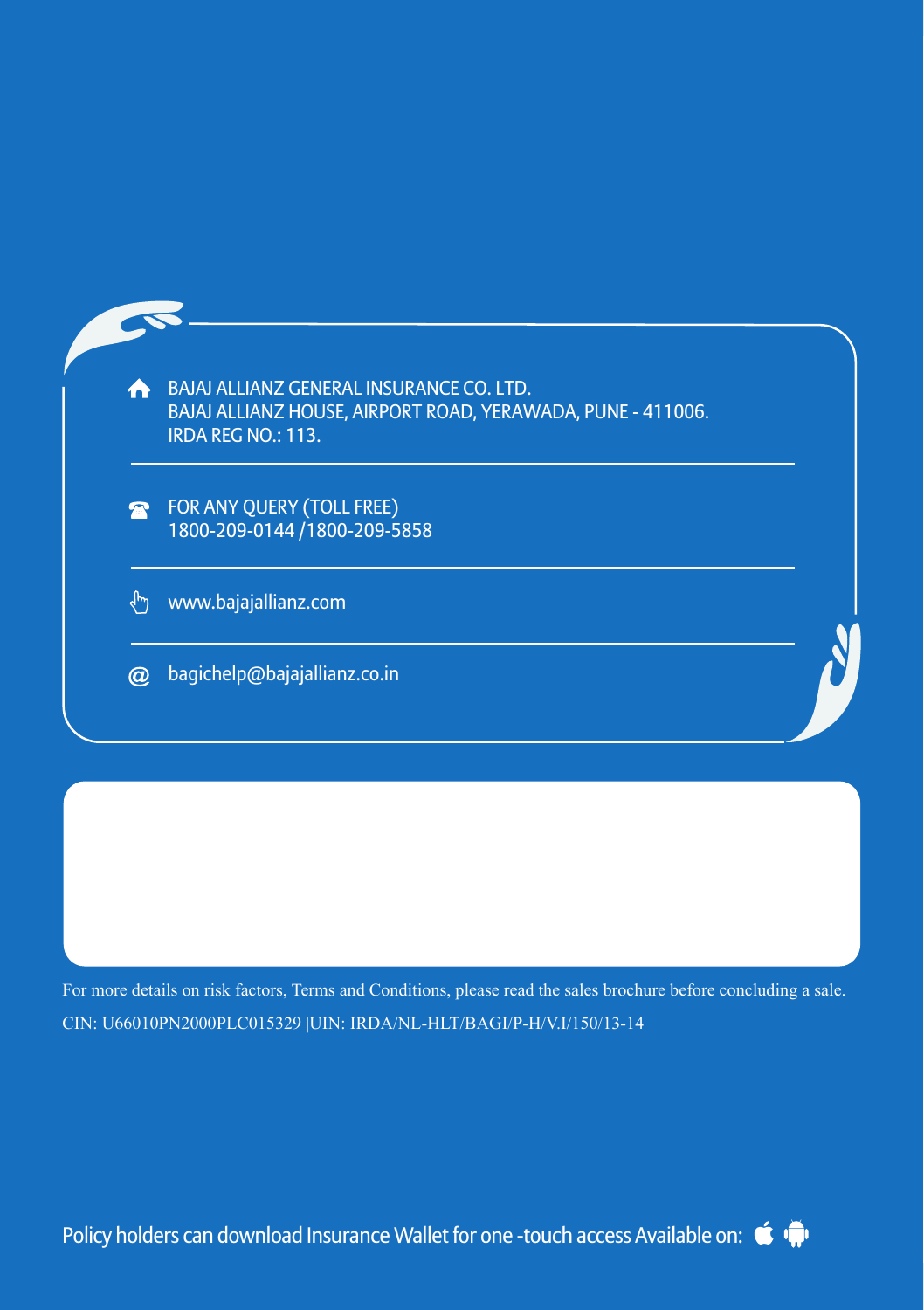BAJAJ ALLIANZ GENERAL INSURANCE CO. LTD.
BAJAJ ALLIANZ HOUSE, AIRPORT ROAD, YERAWADA, PUNE - 411006.
IRDA REG NO.: 113.

FOR ANY QUERY (TOLL FREE)
1800-209-0144 /1800-209-5858

www.bajajallianz.com

bagichelp@bajajallianz.co.in

For more details on risk factors, Terms and Conditions, please read the sales brochure before concluding a sale.

CIN: U66010PN2000PLC015329 |UIN: IRDA/NL-HLT/BAGI/P-H/V.I/150/13-14

Policy holders can download Insurance Wallet for one -touch access Available on: